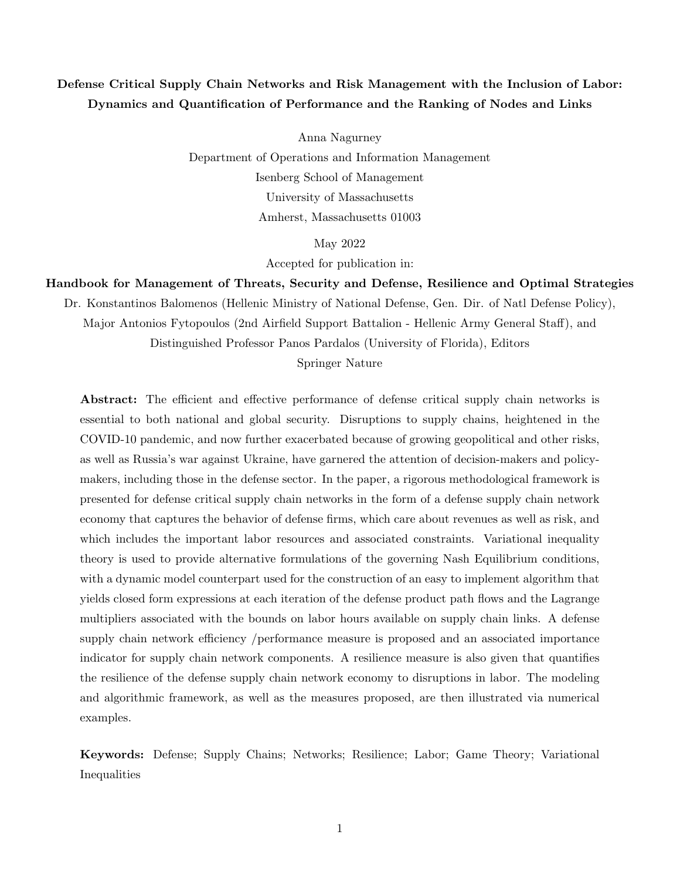# Defense Critical Supply Chain Networks and Risk Management with the Inclusion of Labor: Dynamics and Quantification of Performance and the Ranking of Nodes and Links

Anna Nagurney
Department of Operations and Information Management
Isenberg School of Management
University of Massachusetts
Amherst, Massachusetts 01003

May 2022

Accepted for publication in:

**Handbook for Management of Threats, Security and Defense, Resilience and Optimal Strategies**

Dr. Konstantinos Balomenos (Hellenic Ministry of National Defense, Gen. Dir. of Natl Defense Policy),
Major Antonios Fytopoulos (2nd Airfield Support Battalion - Hellenic Army General Staff), and
Distinguished Professor Panos Pardalos (University of Florida), Editors
Springer Nature

**Abstract:** The efficient and effective performance of defense critical supply chain networks is essential to both national and global security. Disruptions to supply chains, heightened in the COVID-10 pandemic, and now further exacerbated because of growing geopolitical and other risks, as well as Russia's war against Ukraine, have garnered the attention of decision-makers and policy-makers, including those in the defense sector. In the paper, a rigorous methodological framework is presented for defense critical supply chain networks in the form of a defense supply chain network economy that captures the behavior of defense firms, which care about revenues as well as risk, and which includes the important labor resources and associated constraints. Variational inequality theory is used to provide alternative formulations of the governing Nash Equilibrium conditions, with a dynamic model counterpart used for the construction of an easy to implement algorithm that yields closed form expressions at each iteration of the defense product path flows and the Lagrange multipliers associated with the bounds on labor hours available on supply chain links. A defense supply chain network efficiency /performance measure is proposed and an associated importance indicator for supply chain network components. A resilience measure is also given that quantifies the resilience of the defense supply chain network economy to disruptions in labor. The modeling and algorithmic framework, as well as the measures proposed, are then illustrated via numerical examples.

**Keywords:** Defense; Supply Chains; Networks; Resilience; Labor; Game Theory; Variational Inequalities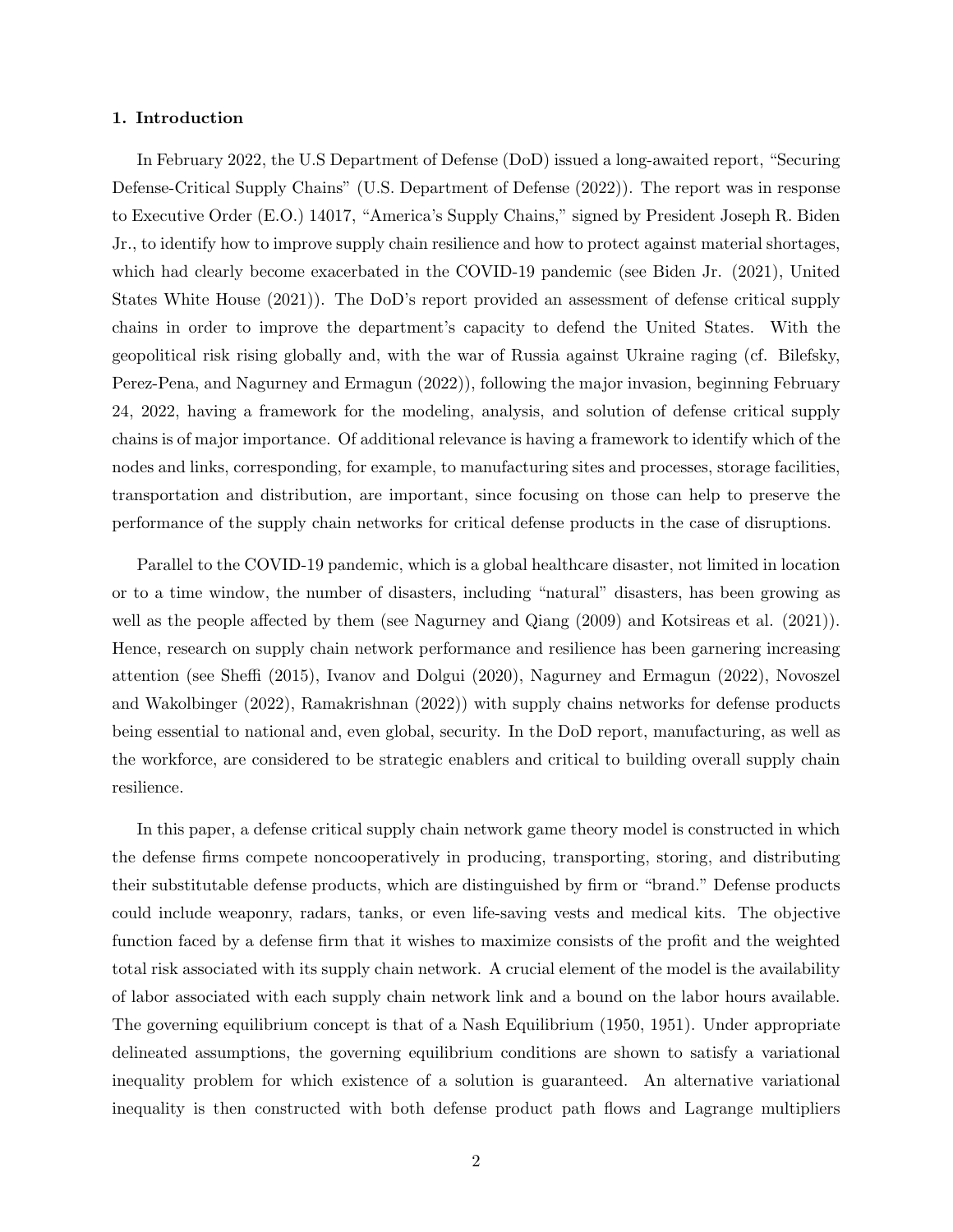## 1. Introduction

In February 2022, the U.S Department of Defense (DoD) issued a long-awaited report, "Securing Defense-Critical Supply Chains" (U.S. Department of Defense (2022)). The report was in response to Executive Order (E.O.) 14017, "America's Supply Chains," signed by President Joseph R. Biden Jr., to identify how to improve supply chain resilience and how to protect against material shortages, which had clearly become exacerbated in the COVID-19 pandemic (see Biden Jr. (2021), United States White House (2021)). The DoD's report provided an assessment of defense critical supply chains in order to improve the department's capacity to defend the United States. With the geopolitical risk rising globally and, with the war of Russia against Ukraine raging (cf. Bilefsky, Perez-Pena, and Nagurney and Ermagun (2022)), following the major invasion, beginning February 24, 2022, having a framework for the modeling, analysis, and solution of defense critical supply chains is of major importance. Of additional relevance is having a framework to identify which of the nodes and links, corresponding, for example, to manufacturing sites and processes, storage facilities, transportation and distribution, are important, since focusing on those can help to preserve the performance of the supply chain networks for critical defense products in the case of disruptions.

Parallel to the COVID-19 pandemic, which is a global healthcare disaster, not limited in location or to a time window, the number of disasters, including "natural" disasters, has been growing as well as the people affected by them (see Nagurney and Qiang (2009) and Kotsireas et al. (2021)). Hence, research on supply chain network performance and resilience has been garnering increasing attention (see Sheffi (2015), Ivanov and Dolgui (2020), Nagurney and Ermagun (2022), Novoszel and Wakolbinger (2022), Ramakrishnan (2022)) with supply chains networks for defense products being essential to national and, even global, security. In the DoD report, manufacturing, as well as the workforce, are considered to be strategic enablers and critical to building overall supply chain resilience.

In this paper, a defense critical supply chain network game theory model is constructed in which the defense firms compete noncooperatively in producing, transporting, storing, and distributing their substitutable defense products, which are distinguished by firm or "brand." Defense products could include weaponry, radars, tanks, or even life-saving vests and medical kits. The objective function faced by a defense firm that it wishes to maximize consists of the profit and the weighted total risk associated with its supply chain network. A crucial element of the model is the availability of labor associated with each supply chain network link and a bound on the labor hours available. The governing equilibrium concept is that of a Nash Equilibrium (1950, 1951). Under appropriate delineated assumptions, the governing equilibrium conditions are shown to satisfy a variational inequality problem for which existence of a solution is guaranteed. An alternative variational inequality is then constructed with both defense product path flows and Lagrange multipliers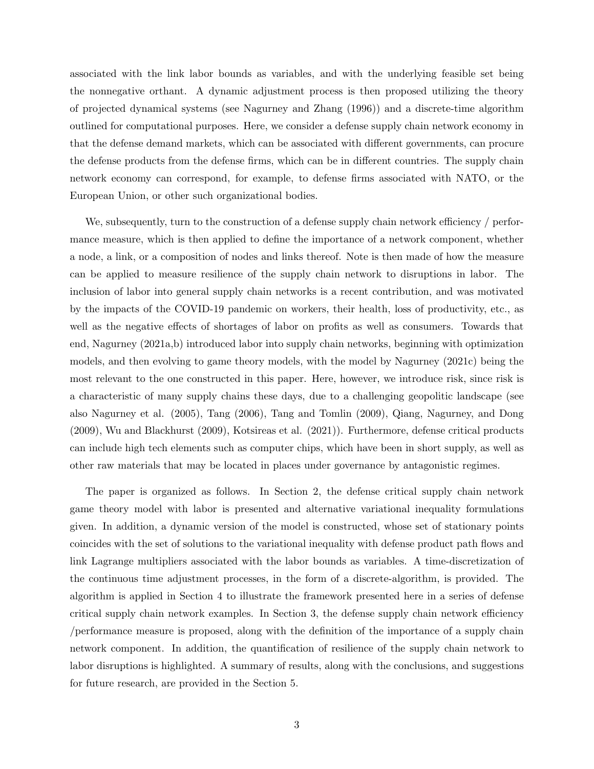associated with the link labor bounds as variables, and with the underlying feasible set being the nonnegative orthant. A dynamic adjustment process is then proposed utilizing the theory of projected dynamical systems (see Nagurney and Zhang (1996)) and a discrete-time algorithm outlined for computational purposes. Here, we consider a defense supply chain network economy in that the defense demand markets, which can be associated with different governments, can procure the defense products from the defense firms, which can be in different countries. The supply chain network economy can correspond, for example, to defense firms associated with NATO, or the European Union, or other such organizational bodies.

We, subsequently, turn to the construction of a defense supply chain network efficiency / performance measure, which is then applied to define the importance of a network component, whether a node, a link, or a composition of nodes and links thereof. Note is then made of how the measure can be applied to measure resilience of the supply chain network to disruptions in labor. The inclusion of labor into general supply chain networks is a recent contribution, and was motivated by the impacts of the COVID-19 pandemic on workers, their health, loss of productivity, etc., as well as the negative effects of shortages of labor on profits as well as consumers. Towards that end, Nagurney (2021a,b) introduced labor into supply chain networks, beginning with optimization models, and then evolving to game theory models, with the model by Nagurney (2021c) being the most relevant to the one constructed in this paper. Here, however, we introduce risk, since risk is a characteristic of many supply chains these days, due to a challenging geopolitic landscape (see also Nagurney et al. (2005), Tang (2006), Tang and Tomlin (2009), Qiang, Nagurney, and Dong (2009), Wu and Blackhurst (2009), Kotsireas et al. (2021)). Furthermore, defense critical products can include high tech elements such as computer chips, which have been in short supply, as well as other raw materials that may be located in places under governance by antagonistic regimes.

The paper is organized as follows. In Section 2, the defense critical supply chain network game theory model with labor is presented and alternative variational inequality formulations given. In addition, a dynamic version of the model is constructed, whose set of stationary points coincides with the set of solutions to the variational inequality with defense product path flows and link Lagrange multipliers associated with the labor bounds as variables. A time-discretization of the continuous time adjustment processes, in the form of a discrete-algorithm, is provided. The algorithm is applied in Section 4 to illustrate the framework presented here in a series of defense critical supply chain network examples. In Section 3, the defense supply chain network efficiency /performance measure is proposed, along with the definition of the importance of a supply chain network component. In addition, the quantification of resilience of the supply chain network to labor disruptions is highlighted. A summary of results, along with the conclusions, and suggestions for future research, are provided in the Section 5.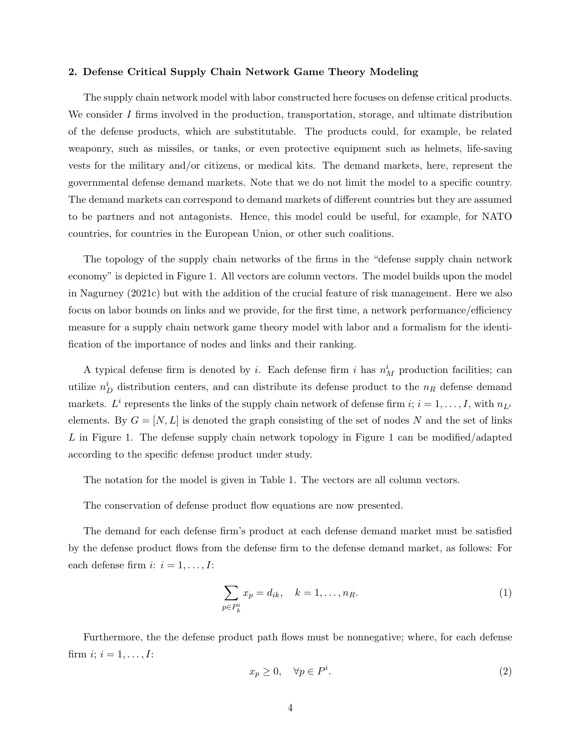## 2. Defense Critical Supply Chain Network Game Theory Modeling

The supply chain network model with labor constructed here focuses on defense critical products. We consider $I$ firms involved in the production, transportation, storage, and ultimate distribution of the defense products, which are substitutable. The products could, for example, be related weaponry, such as missiles, or tanks, or even protective equipment such as helmets, life-saving vests for the military and/or citizens, or medical kits. The demand markets, here, represent the governmental defense demand markets. Note that we do not limit the model to a specific country. The demand markets can correspond to demand markets of different countries but they are assumed to be partners and not antagonists. Hence, this model could be useful, for example, for NATO countries, for countries in the European Union, or other such coalitions.

The topology of the supply chain networks of the firms in the "defense supply chain network economy" is depicted in Figure 1. All vectors are column vectors. The model builds upon the model in Nagurney (2021c) but with the addition of the crucial feature of risk management. Here we also focus on labor bounds on links and we provide, for the first time, a network performance/efficiency measure for a supply chain network game theory model with labor and a formalism for the identification of the importance of nodes and links and their ranking.

A typical defense firm is denoted by $i$. Each defense firm $i$ has $n_M^i$ production facilities; can utilize $n_D^i$ distribution centers, and can distribute its defense product to the $n_R$ defense demand markets. $L^i$ represents the links of the supply chain network of defense firm $i$; $i = 1, \ldots, I$, with $n_{L^i}$ elements. By $G = [N, L]$ is denoted the graph consisting of the set of nodes $N$ and the set of links $L$ in Figure 1. The defense supply chain network topology in Figure 1 can be modified/adapted according to the specific defense product under study.

The notation for the model is given in Table 1. The vectors are all column vectors.

The conservation of defense product flow equations are now presented.

The demand for each defense firm's product at each defense demand market must be satisfied by the defense product flows from the defense firm to the defense demand market, as follows: For each defense firm $i$: $i = 1, \ldots, I$:

$$\sum_{p \in P_k^i} x_p = d_{ik}, \quad k = 1, \ldots, n_R. \tag{1}$$

Furthermore, the the defense product path flows must be nonnegative; where, for each defense firm $i$; $i = 1, \ldots, I$:

$$x_p \geq 0, \quad \forall p \in P^i. \tag{2}$$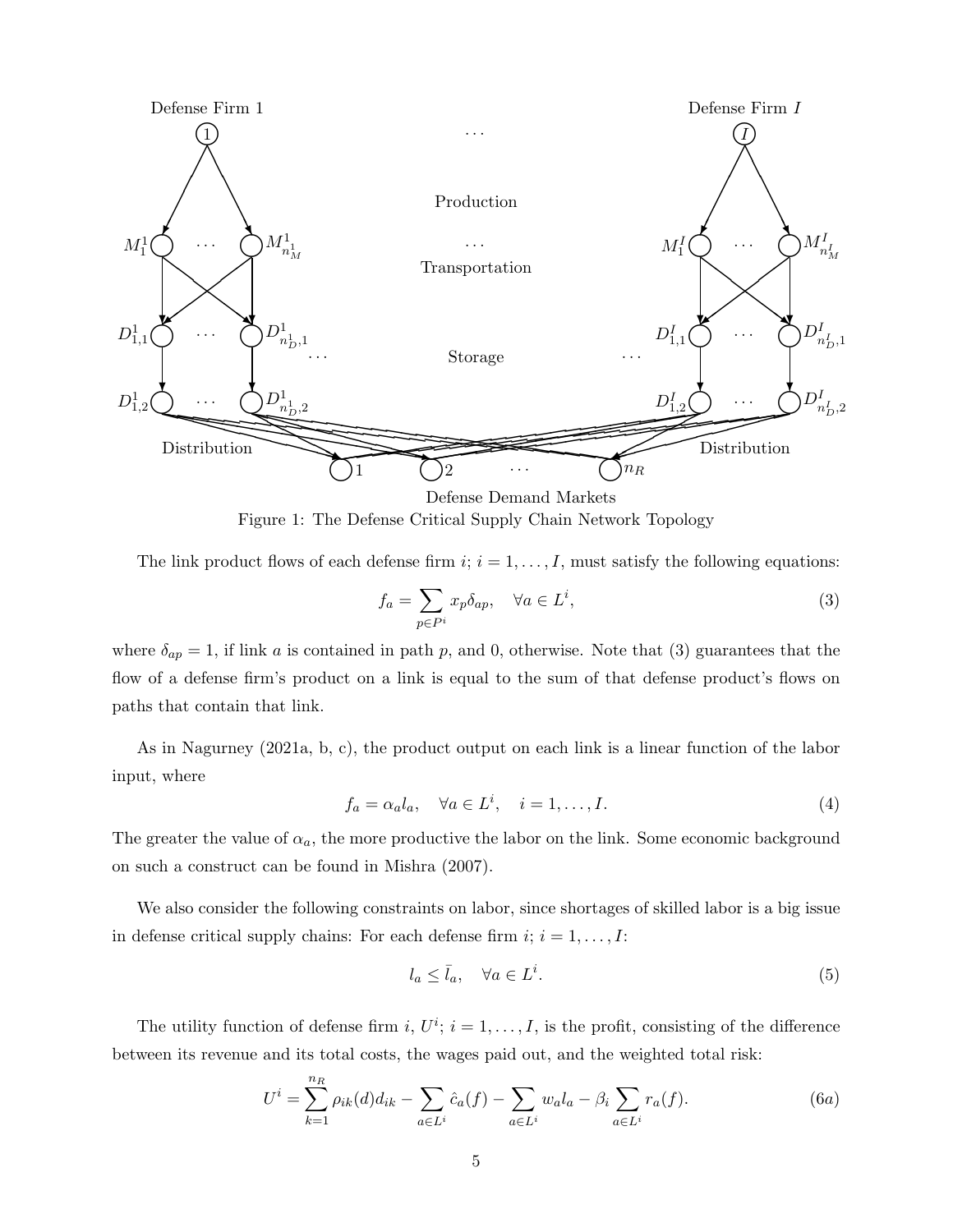Figure 1: The Defense Critical Supply Chain Network Topology

The link product flows of each defense firm $i$; $i = 1, \dots, I$, must satisfy the following equations:

$$f_a = \sum_{p \in P^i} x_p \delta_{ap}, \quad \forall a \in L^i, \tag{3}$$

where $\delta_{ap} = 1$, if link $a$ is contained in path $p$, and 0, otherwise. Note that (3) guarantees that the flow of a defense firm's product on a link is equal to the sum of that defense product's flows on paths that contain that link.

As in Nagurney (2021a, b, c), the product output on each link is a linear function of the labor input, where

$$f_a = \alpha_a l_a, \quad \forall a \in L^i, \quad i = 1, \dots, I. \tag{4}$$

The greater the value of $\alpha_a$, the more productive the labor on the link. Some economic background on such a construct can be found in Mishra (2007).

We also consider the following constraints on labor, since shortages of skilled labor is a big issue in defense critical supply chains: For each defense firm $i$; $i = 1, \dots, I$:

$$l_a \leq \bar{l}_a, \quad \forall a \in L^i. \tag{5}$$

The utility function of defense firm $i$, $U^i$; $i = 1, \dots, I$, is the profit, consisting of the difference between its revenue and its total costs, the wages paid out, and the weighted total risk:

$$U^i = \sum_{k=1}^{n_R} \rho_{ik}(d) d_{ik} - \sum_{a \in L^i} \hat{c}_a(f) - \sum_{a \in L^i} w_a l_a - \beta_i \sum_{a \in L^i} r_a(f). \tag{6a}$$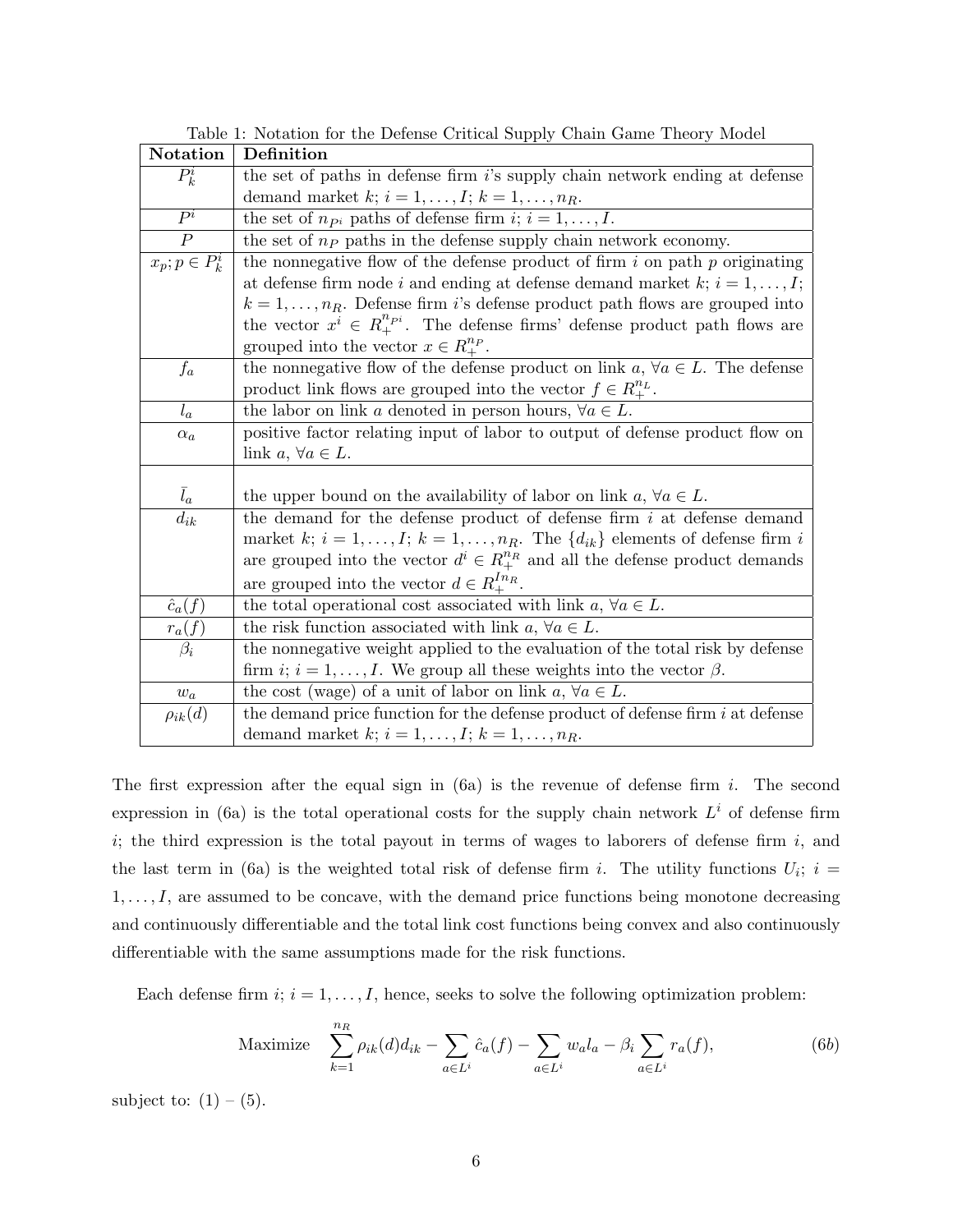Table 1: Notation for the Defense Critical Supply Chain Game Theory Model

| Notation | Definition |
|---|---|
| $P_k^i$ | the set of paths in defense firm $i$'s supply chain network ending at defense demand market $k$; $i = 1, \ldots, I$; $k = 1, \ldots, n_R$. |
| $P^i$ | the set of $n_{P^i}$ paths of defense firm $i$; $i = 1, \ldots, I$. |
| $P$ | the set of $n_P$ paths in the defense supply chain network economy. |
| $x_p; p \in P_k^i$ | the nonnegative flow of the defense product of firm $i$ on path $p$ originating at defense firm node $i$ and ending at defense demand market $k$; $i = 1, \ldots, I$; $k = 1, \ldots, n_R$. Defense firm $i$'s defense product path flows are grouped into the vector $x^i \in R_+^{n_{P^i}}$. The defense firms' defense product path flows are grouped into the vector $x \in R_+^{n_P}$. |
| $f_a$ | the nonnegative flow of the defense product on link $a$, $\forall a \in L$. The defense product link flows are grouped into the vector $f \in R_+^{n_L}$. |
| $l_a$ | the labor on link $a$ denoted in person hours, $\forall a \in L$. |
| $\alpha_a$ | positive factor relating input of labor to output of defense product flow on link $a$, $\forall a \in L$. |
| $\bar{l}_a$ | the upper bound on the availability of labor on link $a$, $\forall a \in L$. |
| $d_{ik}$ | the demand for the defense product of defense firm $i$ at defense demand market $k$; $i = 1, \ldots, I$; $k = 1, \ldots, n_R$. The $\{d_{ik}\}$ elements of defense firm $i$ are grouped into the vector $d^i \in R_+^{n_R}$ and all the defense product demands are grouped into the vector $d \in R_+^{In_R}$. |
| $\hat{c}_a(f)$ | the total operational cost associated with link $a$, $\forall a \in L$. |
| $r_a(f)$ | the risk function associated with link $a$, $\forall a \in L$. |
| $\beta_i$ | the nonnegative weight applied to the evaluation of the total risk by defense firm $i$; $i = 1, \ldots, I$. We group all these weights into the vector $\beta$. |
| $w_a$ | the cost (wage) of a unit of labor on link $a$, $\forall a \in L$. |
| $\rho_{ik}(d)$ | the demand price function for the defense product of defense firm $i$ at defense demand market $k$; $i = 1, \ldots, I$; $k = 1, \ldots, n_R$. |

The first expression after the equal sign in (6a) is the revenue of defense firm $i$. The second expression in (6a) is the total operational costs for the supply chain network $L^i$ of defense firm $i$; the third expression is the total payout in terms of wages to laborers of defense firm $i$, and the last term in (6a) is the weighted total risk of defense firm $i$. The utility functions $U_i$; $i = 1, \ldots, I$, are assumed to be concave, with the demand price functions being monotone decreasing and continuously differentiable and the total link cost functions being convex and also continuously differentiable with the same assumptions made for the risk functions.

Each defense firm $i$; $i = 1, \ldots, I$, hence, seeks to solve the following optimization problem:

$$\text{Maximize} \quad \sum_{k=1}^{n_R} \rho_{ik}(d) d_{ik} - \sum_{a \in L^i} \hat{c}_a(f) - \sum_{a \in L^i} w_a l_a - \beta_i \sum_{a \in L^i} r_a(f), \tag{6b}$$

subject to: (1) – (5).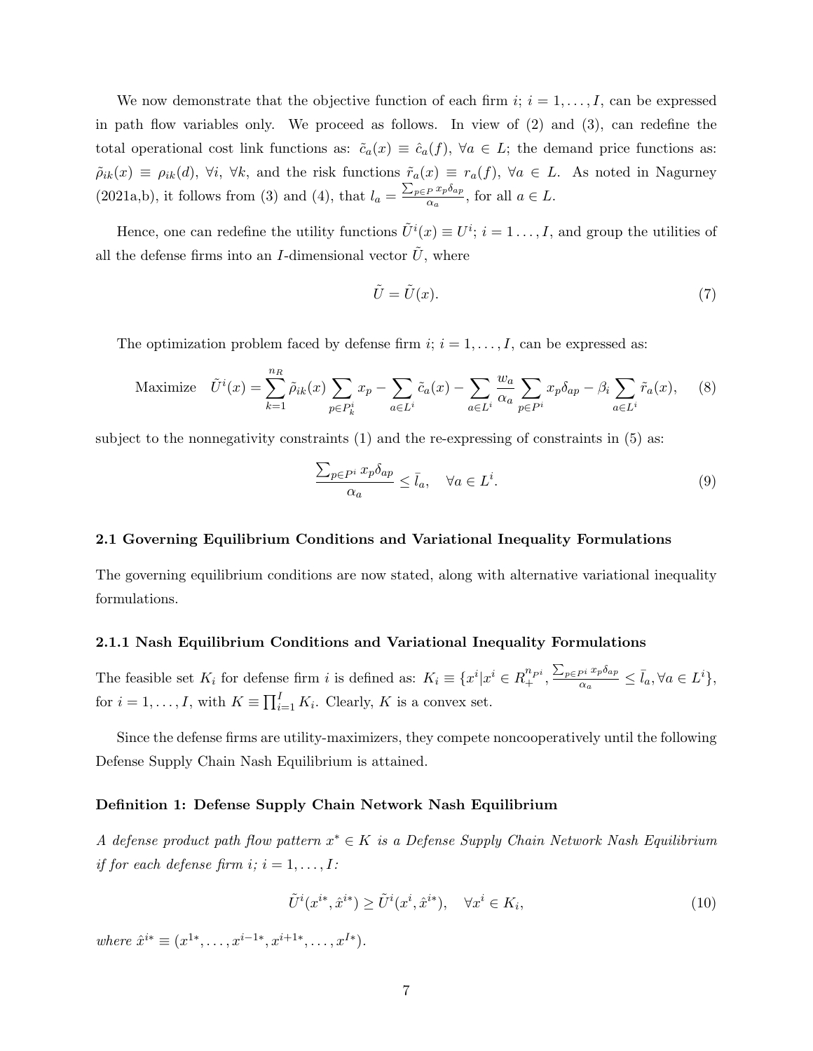We now demonstrate that the objective function of each firm $i$; $i = 1, \ldots, I$, can be expressed in path flow variables only. We proceed as follows. In view of (2) and (3), can redefine the total operational cost link functions as: $\tilde{c}_a(x) \equiv \hat{c}_a(f)$, $\forall a \in L$; the demand price functions as: $\tilde{\rho}_{ik}(x) \equiv \rho_{ik}(d)$, $\forall i$, $\forall k$, and the risk functions $\tilde{r}_a(x) \equiv r_a(f)$, $\forall a \in L$. As noted in Nagurney (2021a,b), it follows from (3) and (4), that $l_a = \frac{\sum_{p \in P} x_p \delta_{ap}}{\alpha_a}$, for all $a \in L$.

Hence, one can redefine the utility functions $\tilde{U}^i(x) \equiv U^i$; $i = 1 \ldots, I$, and group the utilities of all the defense firms into an $I$-dimensional vector $\tilde{U}$, where

$$
\tilde{U} = \tilde{U}(x). \tag{7}
$$

The optimization problem faced by defense firm $i$; $i = 1, \ldots, I$, can be expressed as:

$$
\text{Maximize} \quad \tilde{U}^i(x) = \sum_{k=1}^{n_R} \tilde{\rho}_{ik}(x) \sum_{p \in P_k^i} x_p - \sum_{a \in L^i} \tilde{c}_a(x) - \sum_{a \in L^i} \frac{w_a}{\alpha_a} \sum_{p \in P^i} x_p \delta_{ap} - \beta_i \sum_{a \in L^i} \tilde{r}_a(x), \tag{8}
$$

subject to the nonnegativity constraints (1) and the re-expressing of constraints in (5) as:

$$
\frac{\sum_{p \in P^i} x_p \delta_{ap}}{\alpha_a} \leq \bar{l}_a, \quad \forall a \in L^i. \tag{9}
$$

### 2.1 Governing Equilibrium Conditions and Variational Inequality Formulations

The governing equilibrium conditions are now stated, along with alternative variational inequality formulations.

#### 2.1.1 Nash Equilibrium Conditions and Variational Inequality Formulations

The feasible set $K_i$ for defense firm $i$ is defined as: $K_i \equiv \{x^i | x^i \in R_+^{n_{P^i}}, \frac{\sum_{p \in P^i} x_p \delta_{ap}}{\alpha_a} \leq \bar{l}_a, \forall a \in L^i\}$, for $i = 1, \ldots, I$, with $K \equiv \prod_{i=1}^I K_i$. Clearly, $K$ is a convex set.

Since the defense firms are utility-maximizers, they compete noncooperatively until the following Defense Supply Chain Nash Equilibrium is attained.

**Definition 1: Defense Supply Chain Network Nash Equilibrium**

*A defense product path flow pattern $x^* \in K$ is a Defense Supply Chain Network Nash Equilibrium if for each defense firm $i$; $i = 1, \ldots, I$:*

$$
\tilde{U}^i(x^{i*}, \hat{x}^{i*}) \geq \tilde{U}^i(x^i, \hat{x}^{i*}), \quad \forall x^i \in K_i, \tag{10}
$$

*where $\hat{x}^{i*} \equiv (x^{1*}, \ldots, x^{i-1*}, x^{i+1*}, \ldots, x^{I*})$.*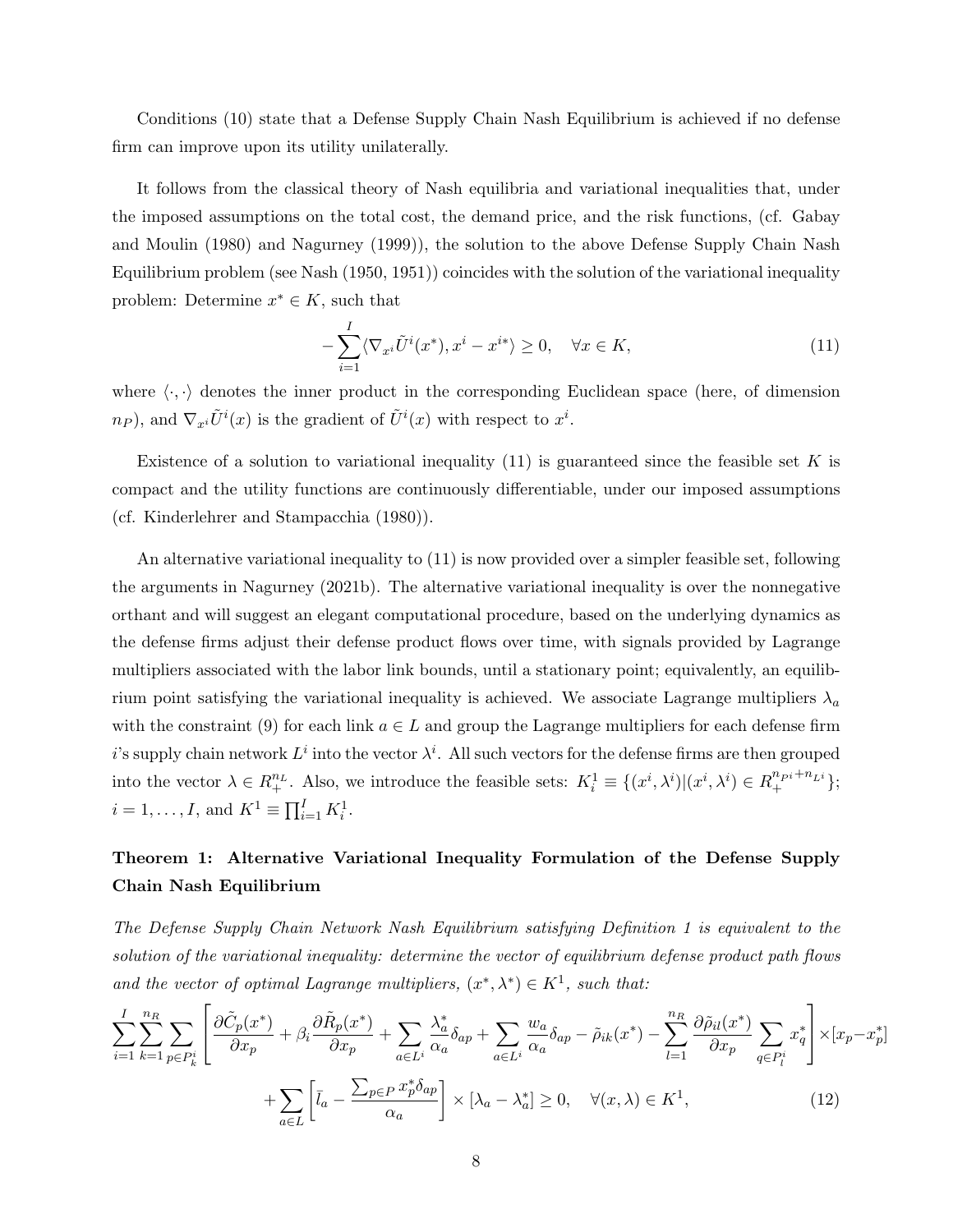Conditions (10) state that a Defense Supply Chain Nash Equilibrium is achieved if no defense firm can improve upon its utility unilaterally.

It follows from the classical theory of Nash equilibria and variational inequalities that, under the imposed assumptions on the total cost, the demand price, and the risk functions, (cf. Gabay and Moulin (1980) and Nagurney (1999)), the solution to the above Defense Supply Chain Nash Equilibrium problem (see Nash (1950, 1951)) coincides with the solution of the variational inequality problem: Determine $x^* \in K$, such that

$$-\sum_{i=1}^{I} \langle \nabla_{x^i} \tilde{U}^i(x^*), x^i - x^{i*} \rangle \geq 0, \quad \forall x \in K, \tag{11}$$

where $\langle \cdot, \cdot \rangle$ denotes the inner product in the corresponding Euclidean space (here, of dimension $n_P$), and $\nabla_{x^i} \tilde{U}^i(x)$ is the gradient of $\tilde{U}^i(x)$ with respect to $x^i$.

Existence of a solution to variational inequality (11) is guaranteed since the feasible set $K$ is compact and the utility functions are continuously differentiable, under our imposed assumptions (cf. Kinderlehrer and Stampacchia (1980)).

An alternative variational inequality to (11) is now provided over a simpler feasible set, following the arguments in Nagurney (2021b). The alternative variational inequality is over the nonnegative orthant and will suggest an elegant computational procedure, based on the underlying dynamics as the defense firms adjust their defense product flows over time, with signals provided by Lagrange multipliers associated with the labor link bounds, until a stationary point; equivalently, an equilibrium point satisfying the variational inequality is achieved. We associate Lagrange multipliers $\lambda_a$ with the constraint (9) for each link $a \in L$ and group the Lagrange multipliers for each defense firm $i$'s supply chain network $L^i$ into the vector $\lambda^i$. All such vectors for the defense firms are then grouped into the vector $\lambda \in R^{n_L}_+$. Also, we introduce the feasible sets: $K^1_i \equiv \{(x^i, \lambda^i) | (x^i, \lambda^i) \in R^{n_{P^i} + n_{L^i}}_+\}$; $i = 1, \ldots, I$, and $K^1 \equiv \prod_{i=1}^{I} K^1_i$.

### Theorem 1: Alternative Variational Inequality Formulation of the Defense Supply Chain Nash Equilibrium

*The Defense Supply Chain Network Nash Equilibrium satisfying Definition 1 is equivalent to the solution of the variational inequality: determine the vector of equilibrium defense product path flows and the vector of optimal Lagrange multipliers, $(x^*, \lambda^*) \in K^1$, such that:*

$$\sum_{i=1}^{I} \sum_{k=1}^{n_R} \sum_{p \in P^i_k} \left[ \frac{\partial \tilde{C}_p(x^*)}{\partial x_p} + \beta_i \frac{\partial \tilde{R}_p(x^*)}{\partial x_p} + \sum_{a \in L^i} \frac{\lambda^*_a}{\alpha_a} \delta_{ap} + \sum_{a \in L^i} \frac{w_a}{\alpha_a} \delta_{ap} - \tilde{\rho}_{ik}(x^*) - \sum_{l=1}^{n_R} \frac{\partial \tilde{\rho}_{il}(x^*)}{\partial x_p} \sum_{q \in P^i_l} x^*_q \right] \times [x_p - x^*_p]$$

$$+ \sum_{a \in L} \left[ \bar{l}_a - \frac{\sum_{p \in P} x^*_p \delta_{ap}}{\alpha_a} \right] \times [\lambda_a - \lambda^*_a] \geq 0, \quad \forall (x, \lambda) \in K^1, \tag{12}$$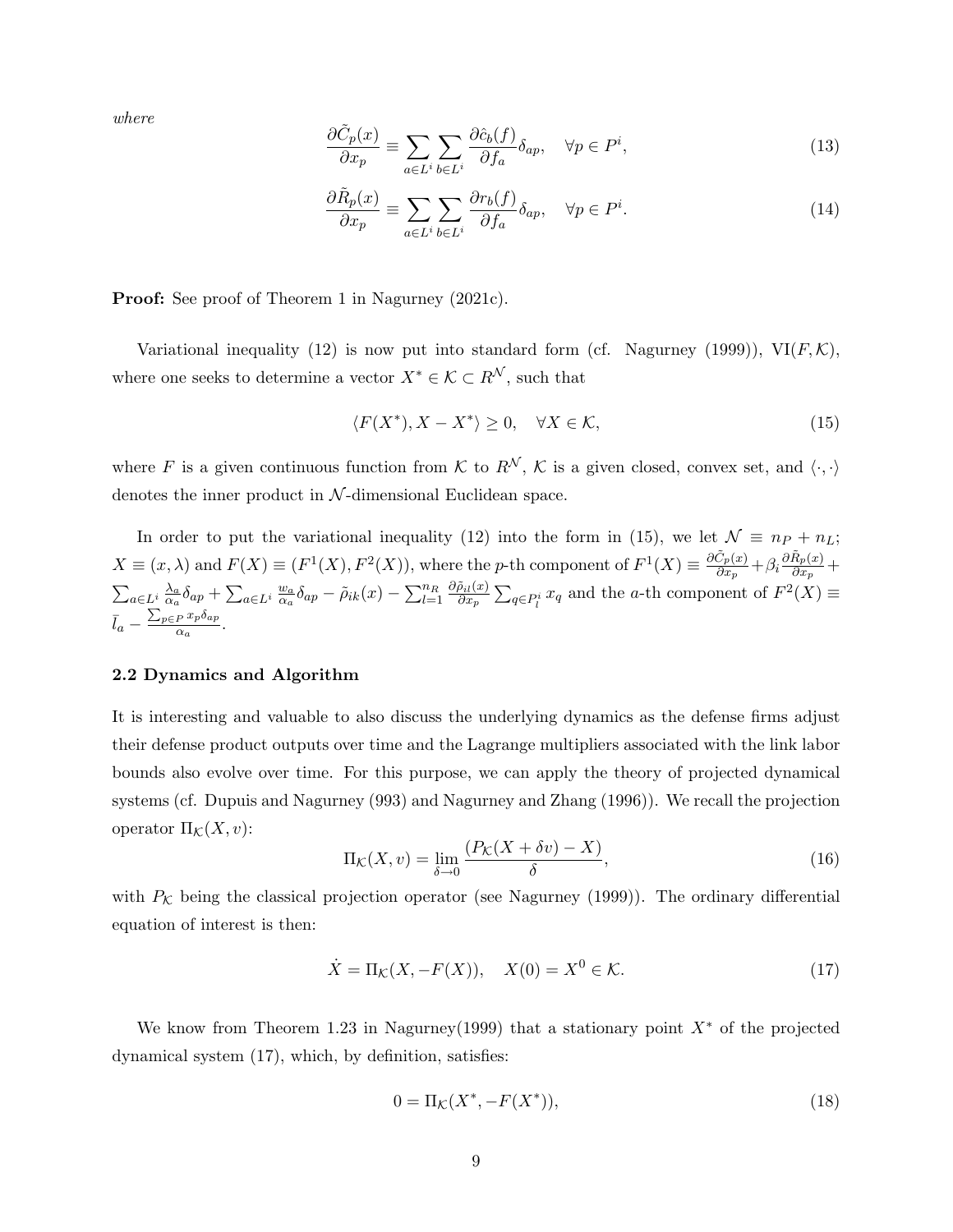*where*

$$\frac{\partial \tilde{C}_p(x)}{\partial x_p} \equiv \sum_{a \in L^i} \sum_{b \in L^i} \frac{\partial \hat{c}_b(f)}{\partial f_a} \delta_{ap}, \quad \forall p \in P^i, \tag{13}$$

$$\frac{\partial \tilde{R}_p(x)}{\partial x_p} \equiv \sum_{a \in L^i} \sum_{b \in L^i} \frac{\partial r_b(f)}{\partial f_a} \delta_{ap}, \quad \forall p \in P^i. \tag{14}$$

**Proof:** See proof of Theorem 1 in Nagurney (2021c).

Variational inequality (12) is now put into standard form (cf. Nagurney (1999)), VI$(F, \mathcal{K})$, where one seeks to determine a vector $X^* \in \mathcal{K} \subset R^{\mathcal{N}}$, such that

$$\langle F(X^*), X - X^* \rangle \geq 0, \quad \forall X \in \mathcal{K}, \tag{15}$$

where $F$ is a given continuous function from $\mathcal{K}$ to $R^{\mathcal{N}}$, $\mathcal{K}$ is a given closed, convex set, and $\langle \cdot, \cdot \rangle$ denotes the inner product in $\mathcal{N}$-dimensional Euclidean space.

In order to put the variational inequality (12) into the form in (15), we let $\mathcal{N} \equiv n_P + n_L$; $X \equiv (x, \lambda)$ and $F(X) \equiv (F^1(X), F^2(X))$, where the $p$-th component of $F^1(X) \equiv \frac{\partial \tilde{C}_p(x)}{\partial x_p} + \beta_i \frac{\partial \tilde{R}_p(x)}{\partial x_p} + \sum_{a \in L^i} \frac{\lambda_a}{\alpha_a} \delta_{ap} + \sum_{a \in L^i} \frac{w_a}{\alpha_a} \delta_{ap} - \tilde{\rho}_{ik}(x) - \sum_{l=1}^{n_R} \frac{\partial \tilde{\rho}_{il}(x)}{\partial x_p} \sum_{q \in P_l^i} x_q$ and the $a$-th component of $F^2(X) \equiv \bar{l}_a - \frac{\sum_{p \in P} x_p \delta_{ap}}{\alpha_a}$.

### 2.2 Dynamics and Algorithm

It is interesting and valuable to also discuss the underlying dynamics as the defense firms adjust their defense product outputs over time and the Lagrange multipliers associated with the link labor bounds also evolve over time. For this purpose, we can apply the theory of projected dynamical systems (cf. Dupuis and Nagurney (993) and Nagurney and Zhang (1996)). We recall the projection operator $\Pi_{\mathcal{K}}(X, v)$:

$$\Pi_{\mathcal{K}}(X, v) = \lim_{\delta \to 0} \frac{(P_{\mathcal{K}}(X + \delta v) - X)}{\delta}, \tag{16}$$

with $P_{\mathcal{K}}$ being the classical projection operator (see Nagurney (1999)). The ordinary differential equation of interest is then:

$$\dot{X} = \Pi_{\mathcal{K}}(X, -F(X)), \quad X(0) = X^0 \in \mathcal{K}. \tag{17}$$

We know from Theorem 1.23 in Nagurney(1999) that a stationary point $X^*$ of the projected dynamical system (17), which, by definition, satisfies:

$$0 = \Pi_{\mathcal{K}}(X^*, -F(X^*)), \tag{18}$$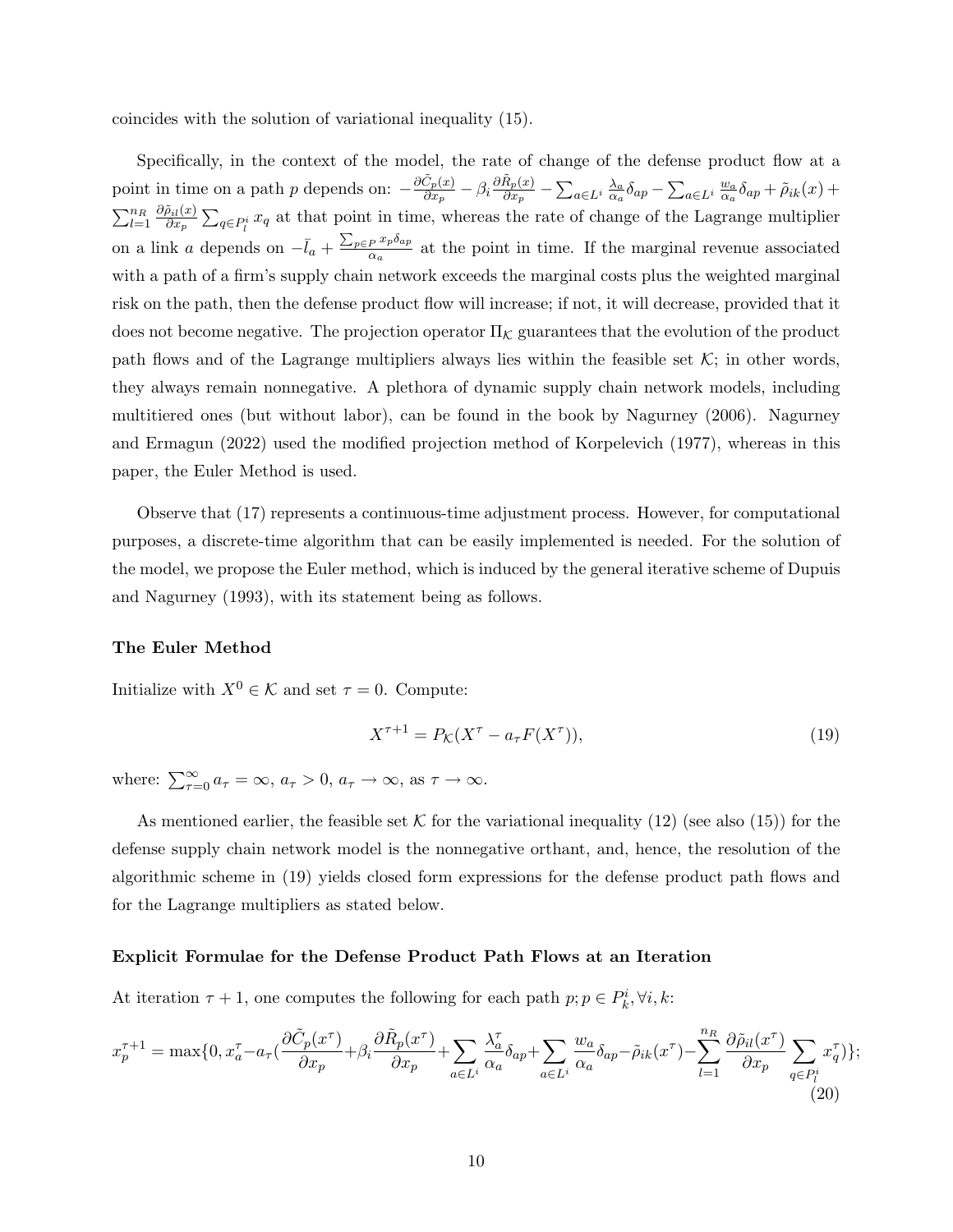coincides with the solution of variational inequality (15).

Specifically, in the context of the model, the rate of change of the defense product flow at a point in time on a path $p$ depends on: $-\frac{\partial \tilde{C}_p(x)}{\partial x_p} - \beta_i \frac{\partial \tilde{R}_p(x)}{\partial x_p} - \sum_{a \in L^i} \frac{\lambda_a}{\alpha_a} \delta_{ap} - \sum_{a \in L^i} \frac{w_a}{\alpha_a} \delta_{ap} + \tilde{\rho}_{ik}(x) + \sum_{l=1}^{n_R} \frac{\partial \tilde{\rho}_{il}(x)}{\partial x_p} \sum_{q \in P_l^i} x_q$ at that point in time, whereas the rate of change of the Lagrange multiplier on a link $a$ depends on $-\bar{l}_a + \frac{\sum_{p \in P} x_p \delta_{ap}}{\alpha_a}$ at the point in time. If the marginal revenue associated with a path of a firm's supply chain network exceeds the marginal costs plus the weighted marginal risk on the path, then the defense product flow will increase; if not, it will decrease, provided that it does not become negative. The projection operator $\Pi_{\mathcal{K}}$ guarantees that the evolution of the product path flows and of the Lagrange multipliers always lies within the feasible set $\mathcal{K}$; in other words, they always remain nonnegative. A plethora of dynamic supply chain network models, including multitiered ones (but without labor), can be found in the book by Nagurney (2006). Nagurney and Ermagun (2022) used the modified projection method of Korpelevich (1977), whereas in this paper, the Euler Method is used.

Observe that (17) represents a continuous-time adjustment process. However, for computational purposes, a discrete-time algorithm that can be easily implemented is needed. For the solution of the model, we propose the Euler method, which is induced by the general iterative scheme of Dupuis and Nagurney (1993), with its statement being as follows.

**The Euler Method**

Initialize with $X^0 \in \mathcal{K}$ and set $\tau = 0$. Compute:

$$X^{\tau+1} = P_{\mathcal{K}}(X^\tau - a_\tau F(X^\tau)), \tag{19}$$

where: $\sum_{\tau=0}^{\infty} a_\tau = \infty$, $a_\tau > 0$, $a_\tau \to \infty$, as $\tau \to \infty$.

As mentioned earlier, the feasible set $\mathcal{K}$ for the variational inequality (12) (see also (15)) for the defense supply chain network model is the nonnegative orthant, and, hence, the resolution of the algorithmic scheme in (19) yields closed form expressions for the defense product path flows and for the Lagrange multipliers as stated below.

**Explicit Formulae for the Defense Product Path Flows at an Iteration**

At iteration $\tau + 1$, one computes the following for each path $p; p \in P_k^i, \forall i, k$:

$$x_p^{\tau+1} = \max\{0, x_a^\tau - a_\tau(\frac{\partial \tilde{C}_p(x^\tau)}{\partial x_p} + \beta_i \frac{\partial \tilde{R}_p(x^\tau)}{\partial x_p} + \sum_{a \in L^i} \frac{\lambda_a^\tau}{\alpha_a} \delta_{ap} + \sum_{a \in L^i} \frac{w_a}{\alpha_a} \delta_{ap} - \tilde{\rho}_{ik}(x^\tau) - \sum_{l=1}^{n_R} \frac{\partial \tilde{\rho}_{il}(x^\tau)}{\partial x_p} \sum_{q \in P_l^i} x_q^\tau)\}; \tag{20}$$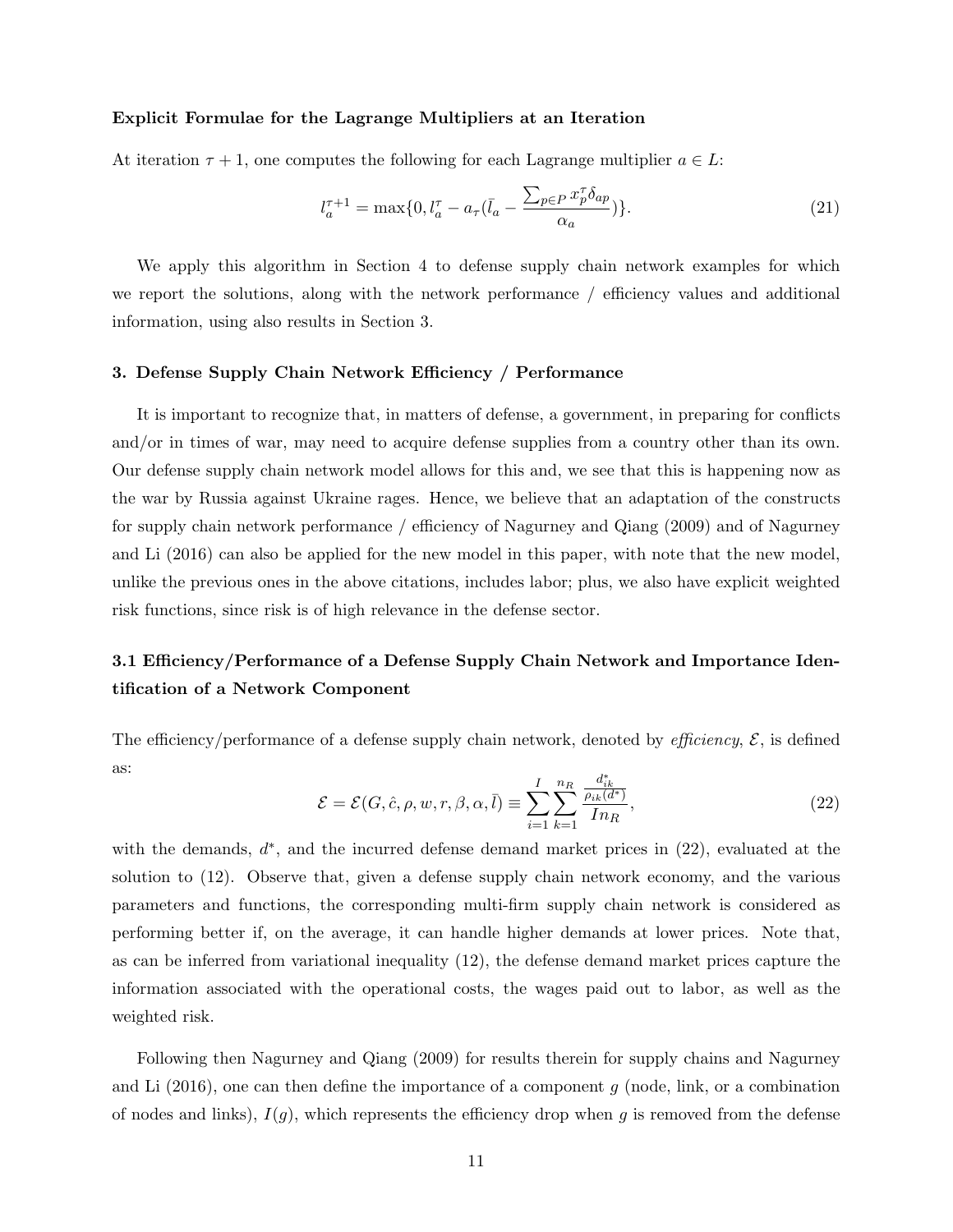**Explicit Formulae for the Lagrange Multipliers at an Iteration**

At iteration $\tau + 1$, one computes the following for each Lagrange multiplier $a \in L$:

$$l_a^{\tau+1} = \max\{0, l_a^{\tau} - a_{\tau}(\bar{l}_a - \frac{\sum_{p \in P} x_p^{\tau} \delta_{ap}}{\alpha_a})\}. \tag{21}$$

We apply this algorithm in Section 4 to defense supply chain network examples for which we report the solutions, along with the network performance / efficiency values and additional information, using also results in Section 3.

## 3. Defense Supply Chain Network Efficiency / Performance

It is important to recognize that, in matters of defense, a government, in preparing for conflicts and/or in times of war, may need to acquire defense supplies from a country other than its own. Our defense supply chain network model allows for this and, we see that this is happening now as the war by Russia against Ukraine rages. Hence, we believe that an adaptation of the constructs for supply chain network performance / efficiency of Nagurney and Qiang (2009) and of Nagurney and Li (2016) can also be applied for the new model in this paper, with note that the new model, unlike the previous ones in the above citations, includes labor; plus, we also have explicit weighted risk functions, since risk is of high relevance in the defense sector.

### 3.1 Efficiency/Performance of a Defense Supply Chain Network and Importance Identification of a Network Component

The efficiency/performance of a defense supply chain network, denoted by *efficiency*, $\mathcal{E}$, is defined as:

$$\mathcal{E} = \mathcal{E}(G, \hat{c}, \rho, w, r, \beta, \alpha, \bar{l}) \equiv \sum_{i=1}^{I} \sum_{k=1}^{n_R} \frac{\frac{d_{ik}^*}{\rho_{ik}(d^*)}}{In_R}, \tag{22}$$

with the demands, $d^*$, and the incurred defense demand market prices in (22), evaluated at the solution to (12). Observe that, given a defense supply chain network economy, and the various parameters and functions, the corresponding multi-firm supply chain network is considered as performing better if, on the average, it can handle higher demands at lower prices. Note that, as can be inferred from variational inequality (12), the defense demand market prices capture the information associated with the operational costs, the wages paid out to labor, as well as the weighted risk.

Following then Nagurney and Qiang (2009) for results therein for supply chains and Nagurney and Li (2016), one can then define the importance of a component $g$ (node, link, or a combination of nodes and links), $I(g)$, which represents the efficiency drop when $g$ is removed from the defense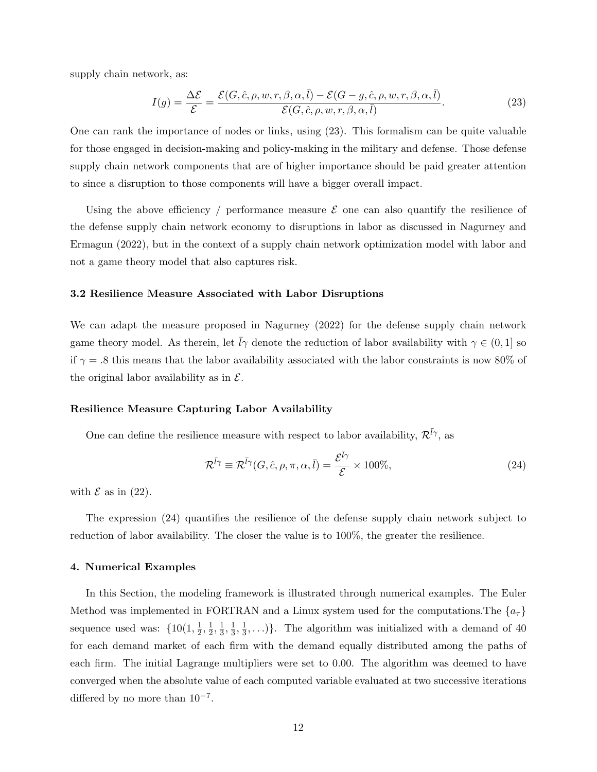supply chain network, as:

$$I(g) = \frac{\Delta \mathcal{E}}{\mathcal{E}} = \frac{\mathcal{E}(G, \hat{c}, \rho, w, r, \beta, \alpha, \bar{l}) - \mathcal{E}(G - g, \hat{c}, \rho, w, r, \beta, \alpha, \bar{l})}{\mathcal{E}(G, \hat{c}, \rho, w, r, \beta, \alpha, \bar{l})}. \tag{23}$$

One can rank the importance of nodes or links, using (23). This formalism can be quite valuable for those engaged in decision-making and policy-making in the military and defense. Those defense supply chain network components that are of higher importance should be paid greater attention to since a disruption to those components will have a bigger overall impact.

Using the above efficiency / performance measure $\mathcal{E}$ one can also quantify the resilience of the defense supply chain network economy to disruptions in labor as discussed in Nagurney and Ermagun (2022), but in the context of a supply chain network optimization model with labor and not a game theory model that also captures risk.

### 3.2 Resilience Measure Associated with Labor Disruptions

We can adapt the measure proposed in Nagurney (2022) for the defense supply chain network game theory model. As therein, let $\bar{l}\gamma$ denote the reduction of labor availability with $\gamma \in (0, 1]$ so if $\gamma = .8$ this means that the labor availability associated with the labor constraints is now 80% of the original labor availability as in $\mathcal{E}$.

#### Resilience Measure Capturing Labor Availability

One can define the resilience measure with respect to labor availability, $\mathcal{R}^{\bar{l}\gamma}$, as

$$\mathcal{R}^{\bar{l}\gamma} \equiv \mathcal{R}^{\bar{l}\gamma}(G, \hat{c}, \rho, \pi, \alpha, \bar{l}) = \frac{\mathcal{E}^{\bar{l}\gamma}}{\mathcal{E}} \times 100\%, \tag{24}$$

with $\mathcal{E}$ as in (22).

The expression (24) quantifies the resilience of the defense supply chain network subject to reduction of labor availability. The closer the value is to 100%, the greater the resilience.

## 4. Numerical Examples

In this Section, the modeling framework is illustrated through numerical examples. The Euler Method was implemented in FORTRAN and a Linux system used for the computations.The $\{a_\tau\}$ sequence used was: $\{10(1, \frac{1}{2}, \frac{1}{2}, \frac{1}{3}, \frac{1}{3}, \frac{1}{3}, \ldots)\}$. The algorithm was initialized with a demand of 40 for each demand market of each firm with the demand equally distributed among the paths of each firm. The initial Lagrange multipliers were set to 0.00. The algorithm was deemed to have converged when the absolute value of each computed variable evaluated at two successive iterations differed by no more than $10^{-7}$.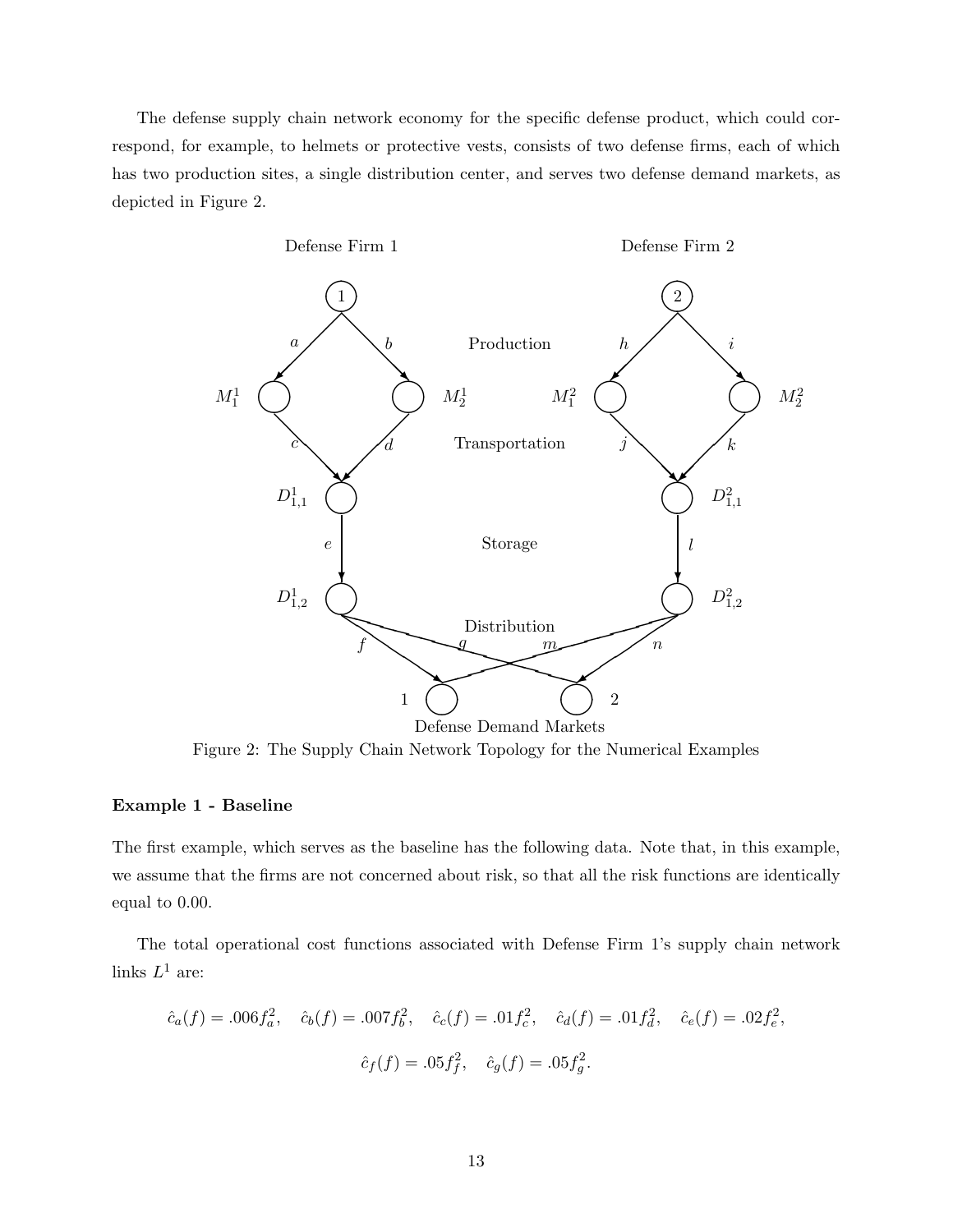The defense supply chain network economy for the specific defense product, which could correspond, for example, to helmets or protective vests, consists of two defense firms, each of which has two production sites, a single distribution center, and serves two defense demand markets, as depicted in Figure 2.

Figure 2: The Supply Chain Network Topology for the Numerical Examples

**Example 1 - Baseline**

The first example, which serves as the baseline has the following data. Note that, in this example, we assume that the firms are not concerned about risk, so that all the risk functions are identically equal to 0.00.

The total operational cost functions associated with Defense Firm 1's supply chain network links $L^1$ are:

$$\hat{c}_a(f) = .006f_a^2, \quad \hat{c}_b(f) = .007f_b^2, \quad \hat{c}_c(f) = .01f_c^2, \quad \hat{c}_d(f) = .01f_d^2, \quad \hat{c}_e(f) = .02f_e^2,$$

$$\hat{c}_f(f) = .05f_f^2, \quad \hat{c}_g(f) = .05f_g^2.$$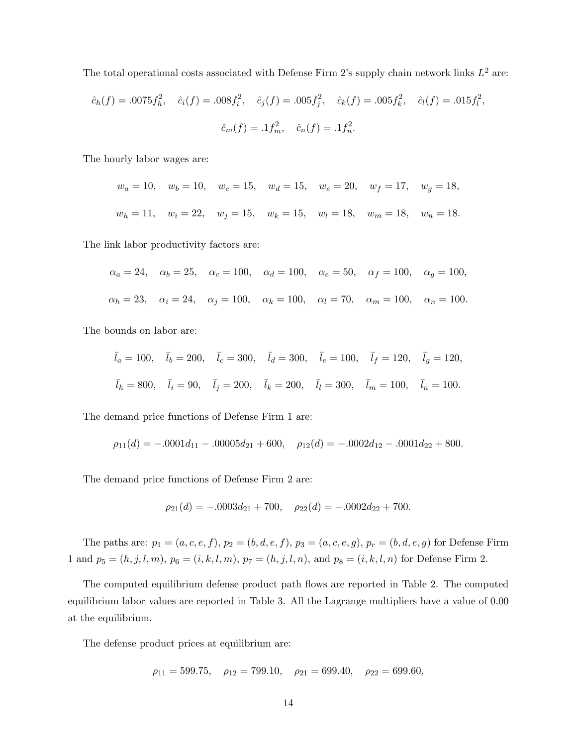The total operational costs associated with Defense Firm 2's supply chain network links $L^2$ are:

$$\hat{c}_h(f) = .0075f_h^2, \quad \hat{c}_i(f) = .008f_i^2, \quad \hat{c}_j(f) = .005f_j^2, \quad \hat{c}_k(f) = .005f_k^2, \quad \hat{c}_l(f) = .015f_l^2,$$

$$\hat{c}_m(f) = .1f_m^2, \quad \hat{c}_n(f) = .1f_n^2.$$

The hourly labor wages are:

$$w_a = 10, \quad w_b = 10, \quad w_c = 15, \quad w_d = 15, \quad w_e = 20, \quad w_f = 17, \quad w_g = 18,$$

$$w_h = 11, \quad w_i = 22, \quad w_j = 15, \quad w_k = 15, \quad w_l = 18, \quad w_m = 18, \quad w_n = 18.$$

The link labor productivity factors are:

$$\alpha_a = 24, \quad \alpha_b = 25, \quad \alpha_c = 100, \quad \alpha_d = 100, \quad \alpha_e = 50, \quad \alpha_f = 100, \quad \alpha_g = 100,$$

$$\alpha_h = 23, \quad \alpha_i = 24, \quad \alpha_j = 100, \quad \alpha_k = 100, \quad \alpha_l = 70, \quad \alpha_m = 100, \quad \alpha_n = 100.$$

The bounds on labor are:

$$\bar{l}_a = 100, \quad \bar{l}_b = 200, \quad \bar{l}_c = 300, \quad \bar{l}_d = 300, \quad \bar{l}_e = 100, \quad \bar{l}_f = 120, \quad \bar{l}_g = 120,$$

$$\bar{l}_h = 800, \quad \bar{l}_i = 90, \quad \bar{l}_j = 200, \quad \bar{l}_k = 200, \quad \bar{l}_l = 300, \quad \bar{l}_m = 100, \quad \bar{l}_n = 100.$$

The demand price functions of Defense Firm 1 are:

$$\rho_{11}(d) = -.0001d_{11} - .00005d_{21} + 600, \quad \rho_{12}(d) = -.0002d_{12} - .0001d_{22} + 800.$$

The demand price functions of Defense Firm 2 are:

$$\rho_{21}(d) = -.0003d_{21} + 700, \quad \rho_{22}(d) = -.0002d_{22} + 700.$$

The paths are: $p_1 = (a, c, e, f)$, $p_2 = (b, d, e, f)$, $p_3 = (a, c, e, g)$, $p_r = (b, d, e, g)$ for Defense Firm 1 and $p_5 = (h, j, l, m)$, $p_6 = (i, k, l, m)$, $p_7 = (h, j, l, n)$, and $p_8 = (i, k, l, n)$ for Defense Firm 2.

The computed equilibrium defense product path flows are reported in Table 2. The computed equilibrium labor values are reported in Table 3. All the Lagrange multipliers have a value of 0.00 at the equilibrium.

The defense product prices at equilibrium are:

$$\rho_{11} = 599.75, \quad \rho_{12} = 799.10, \quad \rho_{21} = 699.40, \quad \rho_{22} = 699.60,$$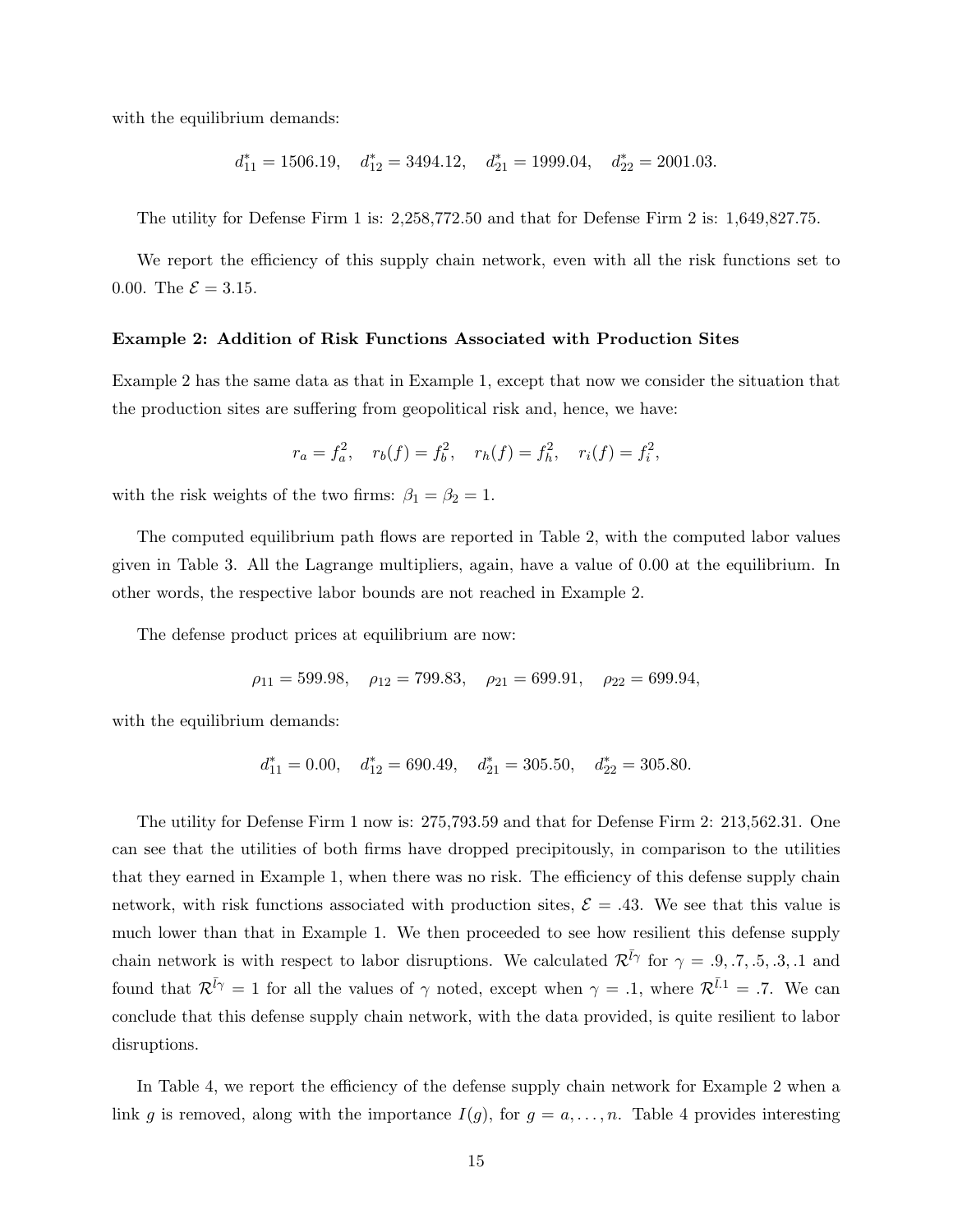with the equilibrium demands:

$$d_{11}^* = 1506.19, \quad d_{12}^* = 3494.12, \quad d_{21}^* = 1999.04, \quad d_{22}^* = 2001.03.$$

The utility for Defense Firm 1 is: 2,258,772.50 and that for Defense Firm 2 is: 1,649,827.75.

We report the efficiency of this supply chain network, even with all the risk functions set to 0.00. The $\mathcal{E} = 3.15$.

**Example 2: Addition of Risk Functions Associated with Production Sites**

Example 2 has the same data as that in Example 1, except that now we consider the situation that the production sites are suffering from geopolitical risk and, hence, we have:

$$r_a = f_a^2, \quad r_b(f) = f_b^2, \quad r_h(f) = f_h^2, \quad r_i(f) = f_i^2,$$

with the risk weights of the two firms: $\beta_1 = \beta_2 = 1$.

The computed equilibrium path flows are reported in Table 2, with the computed labor values given in Table 3. All the Lagrange multipliers, again, have a value of 0.00 at the equilibrium. In other words, the respective labor bounds are not reached in Example 2.

The defense product prices at equilibrium are now:

$$\rho_{11} = 599.98, \quad \rho_{12} = 799.83, \quad \rho_{21} = 699.91, \quad \rho_{22} = 699.94,$$

with the equilibrium demands:

$$d_{11}^* = 0.00, \quad d_{12}^* = 690.49, \quad d_{21}^* = 305.50, \quad d_{22}^* = 305.80.$$

The utility for Defense Firm 1 now is: 275,793.59 and that for Defense Firm 2: 213,562.31. One can see that the utilities of both firms have dropped precipitously, in comparison to the utilities that they earned in Example 1, when there was no risk. The efficiency of this defense supply chain network, with risk functions associated with production sites, $\mathcal{E} = .43$. We see that this value is much lower than that in Example 1. We then proceeded to see how resilient this defense supply chain network is with respect to labor disruptions. We calculated $\mathcal{R}^{\bar{l}\gamma}$ for $\gamma = .9, .7, .5, .3, .1$ and found that $\mathcal{R}^{\bar{l}\gamma} = 1$ for all the values of $\gamma$ noted, except when $\gamma = .1$, where $\mathcal{R}^{\bar{l}.1} = .7$. We can conclude that this defense supply chain network, with the data provided, is quite resilient to labor disruptions.

In Table 4, we report the efficiency of the defense supply chain network for Example 2 when a link $g$ is removed, along with the importance $I(g)$, for $g = a, \ldots, n$. Table 4 provides interesting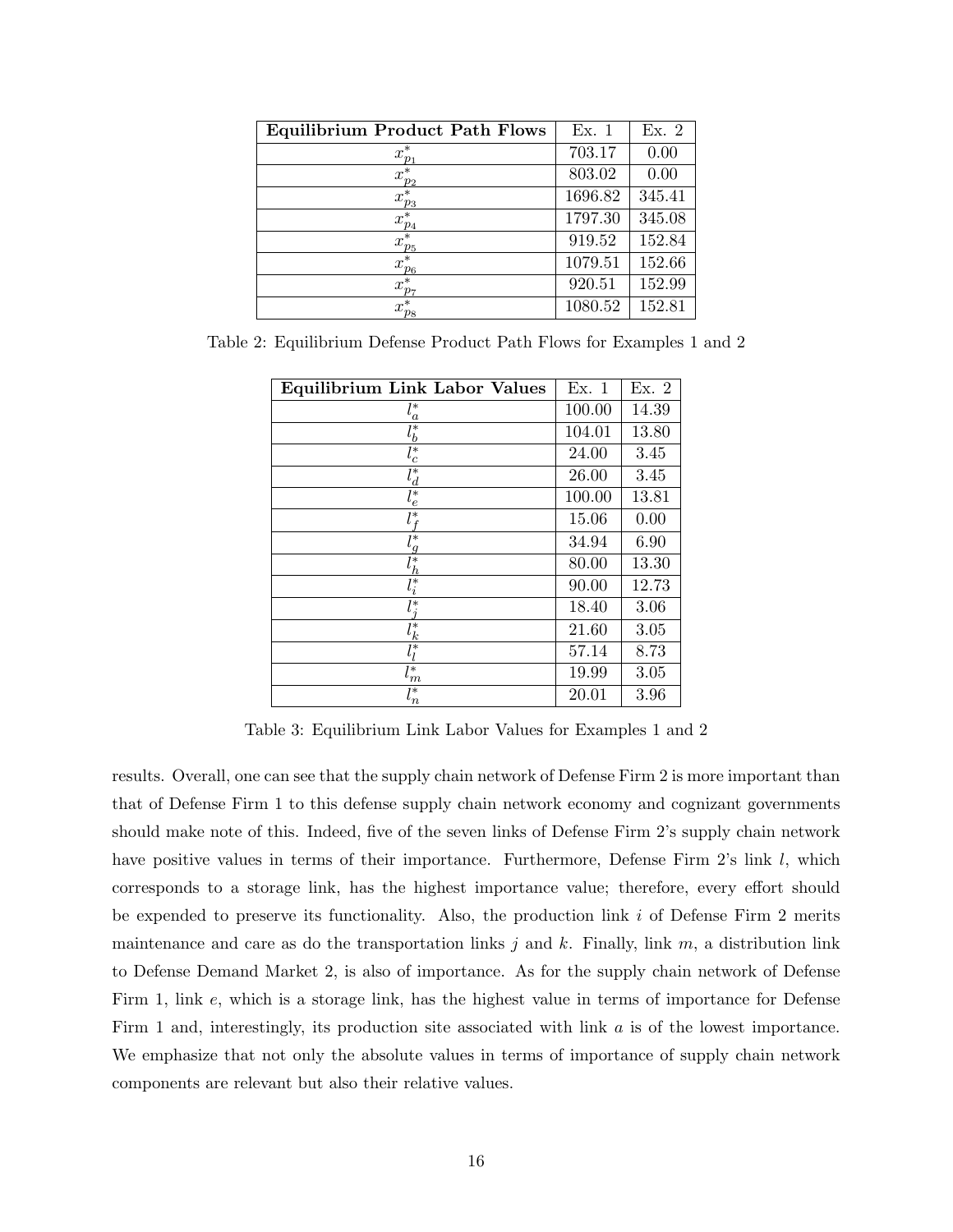| **Equilibrium Product Path Flows** | Ex. 1 | Ex. 2 |
|---|---|---|
| $x^*_{p_1}$ | 703.17 | 0.00 |
| $x^*_{p_2}$ | 803.02 | 0.00 |
| $x^*_{p_3}$ | 1696.82 | 345.41 |
| $x^*_{p_4}$ | 1797.30 | 345.08 |
| $x^*_{p_5}$ | 919.52 | 152.84 |
| $x^*_{p_6}$ | 1079.51 | 152.66 |
| $x^*_{p_7}$ | 920.51 | 152.99 |
| $x^*_{p_8}$ | 1080.52 | 152.81 |

Table 2: Equilibrium Defense Product Path Flows for Examples 1 and 2

| **Equilibrium Link Labor Values** | Ex. 1 | Ex. 2 |
|---|---|---|
| $l^*_a$ | 100.00 | 14.39 |
| $l^*_b$ | 104.01 | 13.80 |
| $l^*_c$ | 24.00 | 3.45 |
| $l^*_d$ | 26.00 | 3.45 |
| $l^*_e$ | 100.00 | 13.81 |
| $l^*_f$ | 15.06 | 0.00 |
| $l^*_g$ | 34.94 | 6.90 |
| $l^*_h$ | 80.00 | 13.30 |
| $l^*_i$ | 90.00 | 12.73 |
| $l^*_j$ | 18.40 | 3.06 |
| $l^*_k$ | 21.60 | 3.05 |
| $l^*_l$ | 57.14 | 8.73 |
| $l^*_m$ | 19.99 | 3.05 |
| $l^*_n$ | 20.01 | 3.96 |

Table 3: Equilibrium Link Labor Values for Examples 1 and 2

results. Overall, one can see that the supply chain network of Defense Firm 2 is more important than that of Defense Firm 1 to this defense supply chain network economy and cognizant governments should make note of this. Indeed, five of the seven links of Defense Firm 2's supply chain network have positive values in terms of their importance. Furthermore, Defense Firm 2's link $l$, which corresponds to a storage link, has the highest importance value; therefore, every effort should be expended to preserve its functionality. Also, the production link $i$ of Defense Firm 2 merits maintenance and care as do the transportation links $j$ and $k$. Finally, link $m$, a distribution link to Defense Demand Market 2, is also of importance. As for the supply chain network of Defense Firm 1, link $e$, which is a storage link, has the highest value in terms of importance for Defense Firm 1 and, interestingly, its production site associated with link $a$ is of the lowest importance. We emphasize that not only the absolute values in terms of importance of supply chain network components are relevant but also their relative values.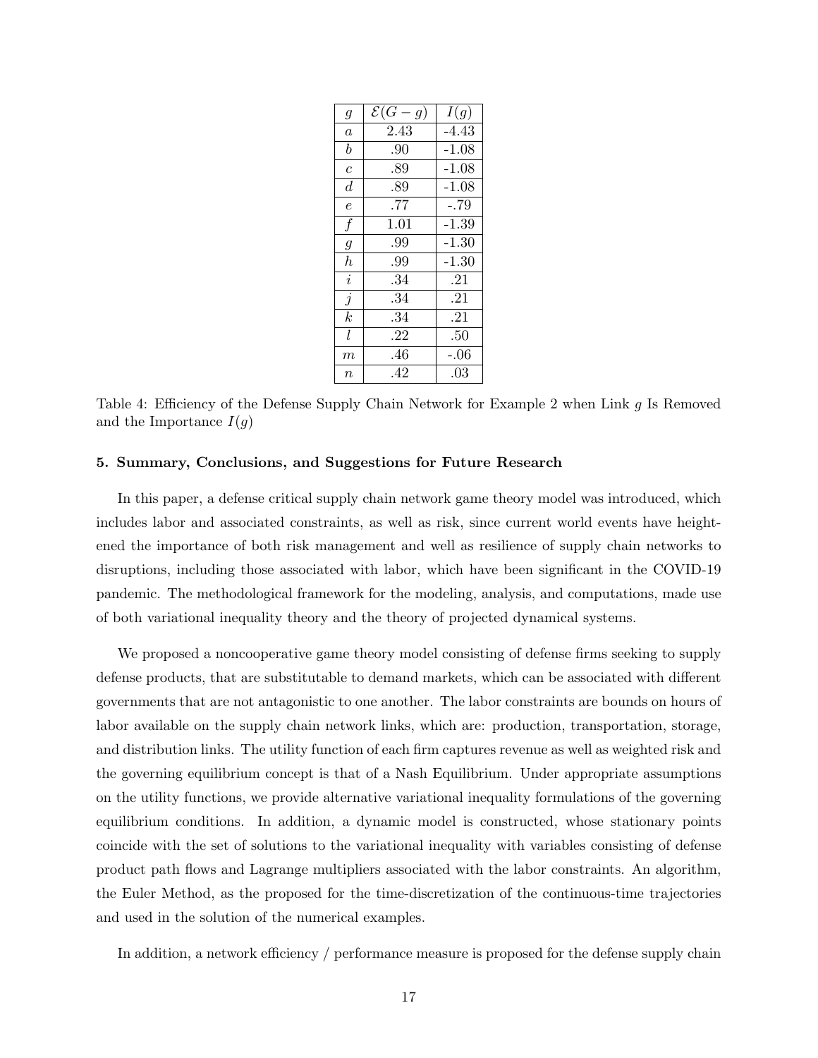| $g$ | $\mathcal{E}(G-g)$ | $I(g)$ |
|---|---|---|
| $a$ | 2.43 | -4.43 |
| $b$ | .90 | -1.08 |
| $c$ | .89 | -1.08 |
| $d$ | .89 | -1.08 |
| $e$ | .77 | -.79 |
| $f$ | 1.01 | -1.39 |
| $g$ | .99 | -1.30 |
| $h$ | .99 | -1.30 |
| $i$ | .34 | .21 |
| $j$ | .34 | .21 |
| $k$ | .34 | .21 |
| $l$ | .22 | .50 |
| $m$ | .46 | -.06 |
| $n$ | .42 | .03 |

Table 4: Efficiency of the Defense Supply Chain Network for Example 2 when Link $g$ Is Removed and the Importance $I(g)$

**5. Summary, Conclusions, and Suggestions for Future Research**

In this paper, a defense critical supply chain network game theory model was introduced, which includes labor and associated constraints, as well as risk, since current world events have heightened the importance of both risk management and well as resilience of supply chain networks to disruptions, including those associated with labor, which have been significant in the COVID-19 pandemic. The methodological framework for the modeling, analysis, and computations, made use of both variational inequality theory and the theory of projected dynamical systems.

We proposed a noncooperative game theory model consisting of defense firms seeking to supply defense products, that are substitutable to demand markets, which can be associated with different governments that are not antagonistic to one another. The labor constraints are bounds on hours of labor available on the supply chain network links, which are: production, transportation, storage, and distribution links. The utility function of each firm captures revenue as well as weighted risk and the governing equilibrium concept is that of a Nash Equilibrium. Under appropriate assumptions on the utility functions, we provide alternative variational inequality formulations of the governing equilibrium conditions. In addition, a dynamic model is constructed, whose stationary points coincide with the set of solutions to the variational inequality with variables consisting of defense product path flows and Lagrange multipliers associated with the labor constraints. An algorithm, the Euler Method, as the proposed for the time-discretization of the continuous-time trajectories and used in the solution of the numerical examples.

In addition, a network efficiency / performance measure is proposed for the defense supply chain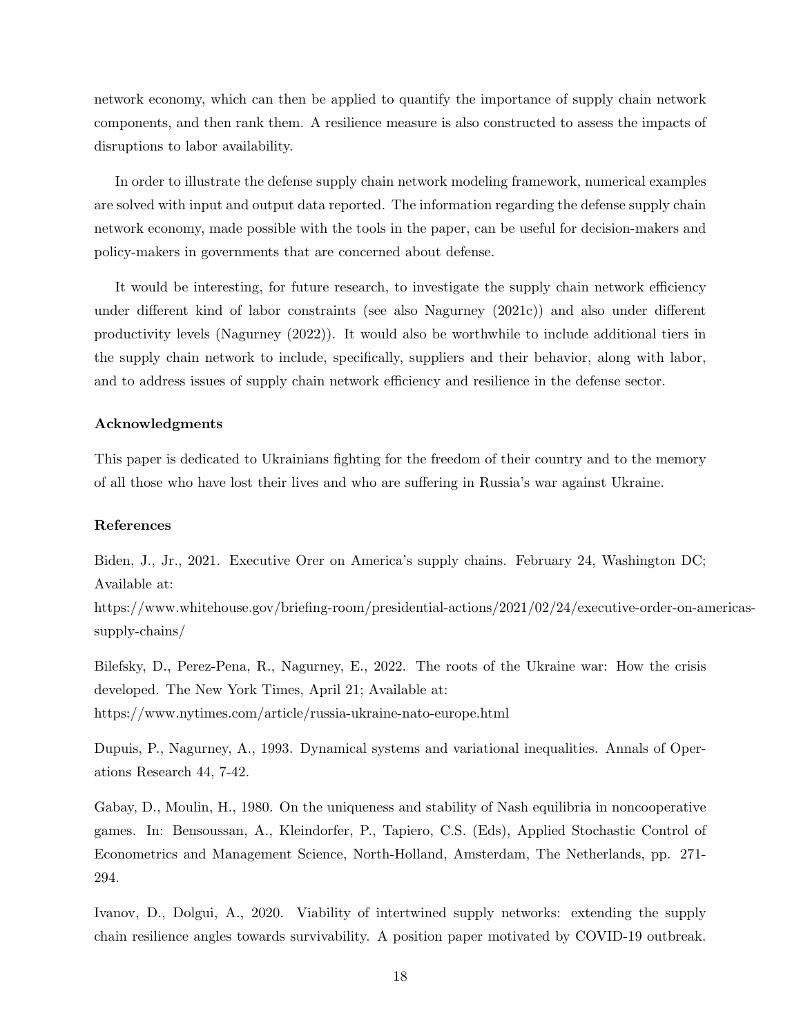network economy, which can then be applied to quantify the importance of supply chain network components, and then rank them. A resilience measure is also constructed to assess the impacts of disruptions to labor availability.

In order to illustrate the defense supply chain network modeling framework, numerical examples are solved with input and output data reported. The information regarding the defense supply chain network economy, made possible with the tools in the paper, can be useful for decision-makers and policy-makers in governments that are concerned about defense.

It would be interesting, for future research, to investigate the supply chain network efficiency under different kind of labor constraints (see also Nagurney (2021c)) and also under different productivity levels (Nagurney (2022)). It would also be worthwhile to include additional tiers in the supply chain network to include, specifically, suppliers and their behavior, along with labor, and to address issues of supply chain network efficiency and resilience in the defense sector.

**Acknowledgments**

This paper is dedicated to Ukrainians fighting for the freedom of their country and to the memory of all those who have lost their lives and who are suffering in Russia's war against Ukraine.

**References**

Biden, J., Jr., 2021. Executive Orer on America's supply chains. February 24, Washington DC; Available at:
https://www.whitehouse.gov/briefing-room/presidential-actions/2021/02/24/executive-order-on-americas-supply-chains/

Bilefsky, D., Perez-Pena, R., Nagurney, E., 2022. The roots of the Ukraine war: How the crisis developed. The New York Times, April 21; Available at:
https://www.nytimes.com/article/russia-ukraine-nato-europe.html

Dupuis, P., Nagurney, A., 1993. Dynamical systems and variational inequalities. Annals of Operations Research 44, 7-42.

Gabay, D., Moulin, H., 1980. On the uniqueness and stability of Nash equilibria in noncooperative games. In: Bensoussan, A., Kleindorfer, P., Tapiero, C.S. (Eds), Applied Stochastic Control of Econometrics and Management Science, North-Holland, Amsterdam, The Netherlands, pp. 271-294.

Ivanov, D., Dolgui, A., 2020. Viability of intertwined supply networks: extending the supply chain resilience angles towards survivability. A position paper motivated by COVID-19 outbreak.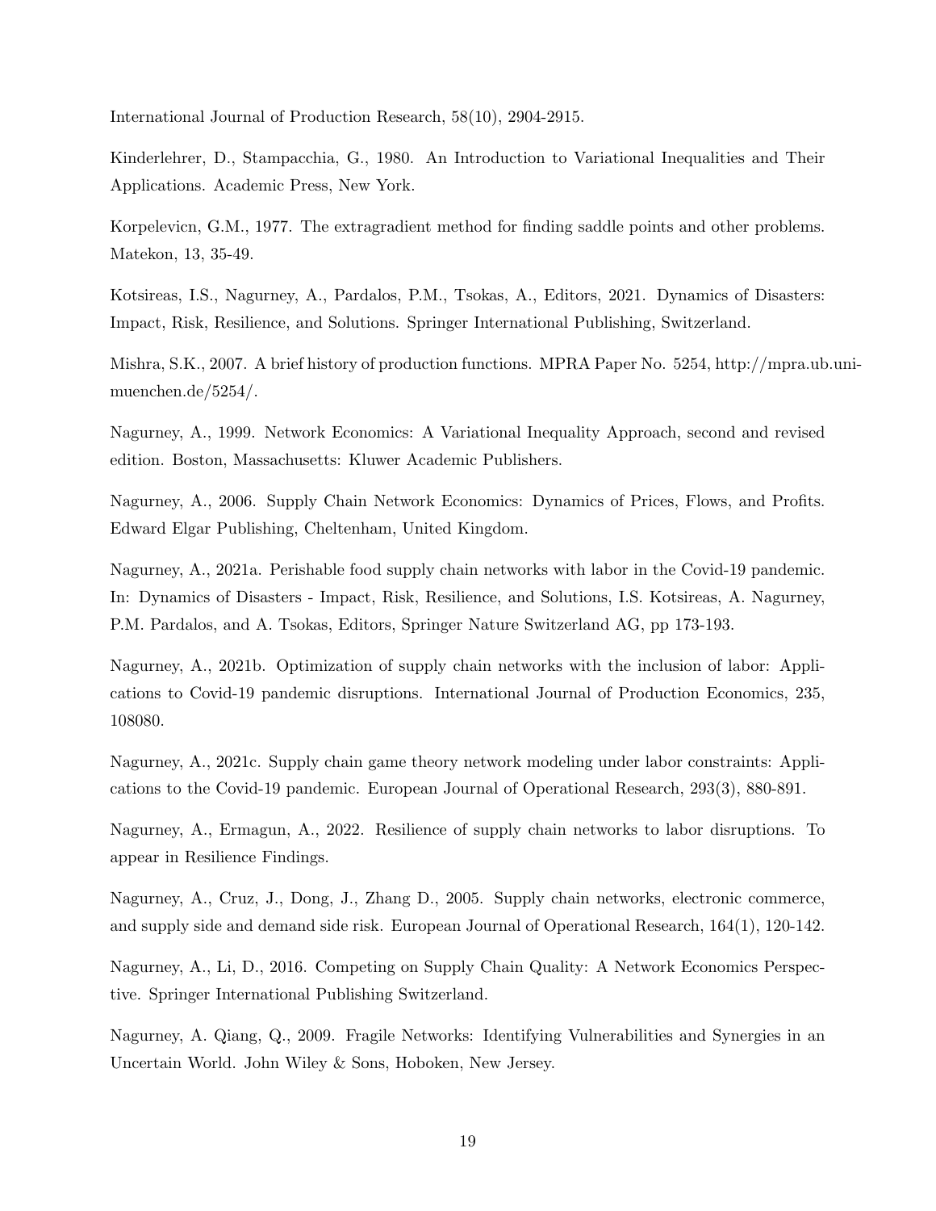International Journal of Production Research, 58(10), 2904-2915.

Kinderlehrer, D., Stampacchia, G., 1980. An Introduction to Variational Inequalities and Their Applications. Academic Press, New York.

Korpelevicn, G.M., 1977. The extragradient method for finding saddle points and other problems. Matekon, 13, 35-49.

Kotsireas, I.S., Nagurney, A., Pardalos, P.M., Tsokas, A., Editors, 2021. Dynamics of Disasters: Impact, Risk, Resilience, and Solutions. Springer International Publishing, Switzerland.

Mishra, S.K., 2007. A brief history of production functions. MPRA Paper No. 5254, http://mpra.ub.uni-muenchen.de/5254/.

Nagurney, A., 1999. Network Economics: A Variational Inequality Approach, second and revised edition. Boston, Massachusetts: Kluwer Academic Publishers.

Nagurney, A., 2006. Supply Chain Network Economics: Dynamics of Prices, Flows, and Profits. Edward Elgar Publishing, Cheltenham, United Kingdom.

Nagurney, A., 2021a. Perishable food supply chain networks with labor in the Covid-19 pandemic. In: Dynamics of Disasters - Impact, Risk, Resilience, and Solutions, I.S. Kotsireas, A. Nagurney, P.M. Pardalos, and A. Tsokas, Editors, Springer Nature Switzerland AG, pp 173-193.

Nagurney, A., 2021b. Optimization of supply chain networks with the inclusion of labor: Applications to Covid-19 pandemic disruptions. International Journal of Production Economics, 235, 108080.

Nagurney, A., 2021c. Supply chain game theory network modeling under labor constraints: Applications to the Covid-19 pandemic. European Journal of Operational Research, 293(3), 880-891.

Nagurney, A., Ermagun, A., 2022. Resilience of supply chain networks to labor disruptions. To appear in Resilience Findings.

Nagurney, A., Cruz, J., Dong, J., Zhang D., 2005. Supply chain networks, electronic commerce, and supply side and demand side risk. European Journal of Operational Research, 164(1), 120-142.

Nagurney, A., Li, D., 2016. Competing on Supply Chain Quality: A Network Economics Perspective. Springer International Publishing Switzerland.

Nagurney, A. Qiang, Q., 2009. Fragile Networks: Identifying Vulnerabilities and Synergies in an Uncertain World. John Wiley & Sons, Hoboken, New Jersey.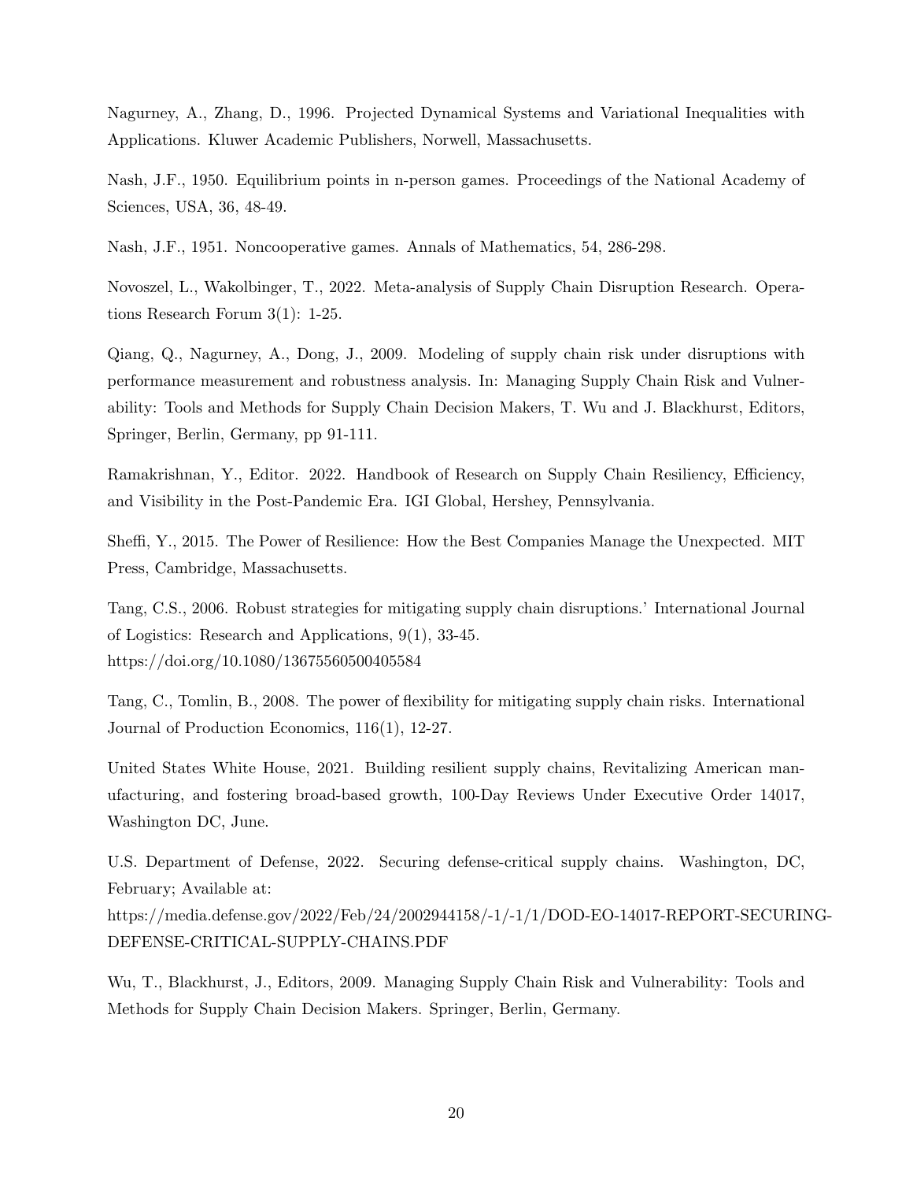Nagurney, A., Zhang, D., 1996. Projected Dynamical Systems and Variational Inequalities with Applications. Kluwer Academic Publishers, Norwell, Massachusetts.

Nash, J.F., 1950. Equilibrium points in n-person games. Proceedings of the National Academy of Sciences, USA, 36, 48-49.

Nash, J.F., 1951. Noncooperative games. Annals of Mathematics, 54, 286-298.

Novoszel, L., Wakolbinger, T., 2022. Meta-analysis of Supply Chain Disruption Research. Operations Research Forum 3(1): 1-25.

Qiang, Q., Nagurney, A., Dong, J., 2009. Modeling of supply chain risk under disruptions with performance measurement and robustness analysis. In: Managing Supply Chain Risk and Vulnerability: Tools and Methods for Supply Chain Decision Makers, T. Wu and J. Blackhurst, Editors, Springer, Berlin, Germany, pp 91-111.

Ramakrishnan, Y., Editor. 2022. Handbook of Research on Supply Chain Resiliency, Efficiency, and Visibility in the Post-Pandemic Era. IGI Global, Hershey, Pennsylvania.

Sheffi, Y., 2015. The Power of Resilience: How the Best Companies Manage the Unexpected. MIT Press, Cambridge, Massachusetts.

Tang, C.S., 2006. Robust strategies for mitigating supply chain disruptions.' International Journal of Logistics: Research and Applications, 9(1), 33-45.
https://doi.org/10.1080/13675560500405584

Tang, C., Tomlin, B., 2008. The power of flexibility for mitigating supply chain risks. International Journal of Production Economics, 116(1), 12-27.

United States White House, 2021. Building resilient supply chains, Revitalizing American manufacturing, and fostering broad-based growth, 100-Day Reviews Under Executive Order 14017, Washington DC, June.

U.S. Department of Defense, 2022. Securing defense-critical supply chains. Washington, DC, February; Available at:
https://media.defense.gov/2022/Feb/24/2002944158/-1/-1/1/DOD-EO-14017-REPORT-SECURING-DEFENSE-CRITICAL-SUPPLY-CHAINS.PDF

Wu, T., Blackhurst, J., Editors, 2009. Managing Supply Chain Risk and Vulnerability: Tools and Methods for Supply Chain Decision Makers. Springer, Berlin, Germany.